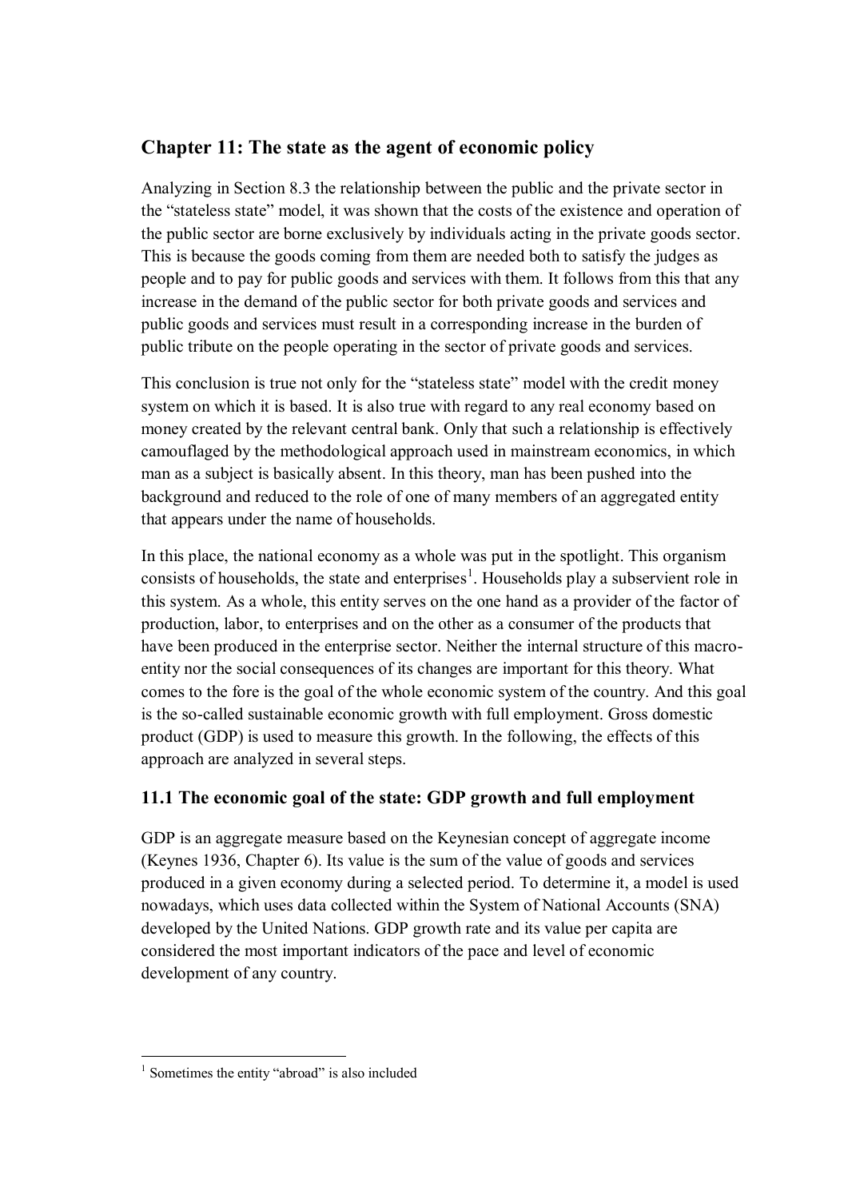## Chapter 11: The state as the agent of economic policy

Analyzing in Section 8.3 the relationship between the public and the private sector in the "stateless state" model, it was shown that the costs of the existence and operation of the public sector are borne exclusively by individuals acting in the private goods sector. This is because the goods coming from them are needed both to satisfy the judges as people and to pay for public goods and services with them. It follows from this that any increase in the demand of the public sector for both private goods and services and public goods and services must result in a corresponding increase in the burden of public tribute on the people operating in the sector of private goods and services.

This conclusion is true not only for the "stateless state" model with the credit money system on which it is based. It is also true with regard to any real economy based on money created by the relevant central bank. Only that such a relationship is effectively camouflaged by the methodological approach used in mainstream economics, in which man as a subject is basically absent. In this theory, man has been pushed into the background and reduced to the role of one of many members of an aggregated entity that appears under the name of households.

In this place, the national economy as a whole was put in the spotlight. This organism consists of households, the state and enterprises[1]. Households play a subservient role in this system. As a whole, this entity serves on the one hand as a provider of the factor of production, labor, to enterprises and on the other as a consumer of the products that have been produced in the enterprise sector. Neither the internal structure of this macro-entity nor the social consequences of its changes are important for this theory. What comes to the fore is the goal of the whole economic system of the country. And this goal is the so-called sustainable economic growth with full employment. Gross domestic product (GDP) is used to measure this growth. In the following, the effects of this approach are analyzed in several steps.

### 11.1 The economic goal of the state: GDP growth and full employment

GDP is an aggregate measure based on the Keynesian concept of aggregate income (Keynes 1936, Chapter 6). Its value is the sum of the value of goods and services produced in a given economy during a selected period. To determine it, a model is used nowadays, which uses data collected within the System of National Accounts (SNA) developed by the United Nations. GDP growth rate and its value per capita are considered the most important indicators of the pace and level of economic development of any country.

[1] Sometimes the entity "abroad" is also included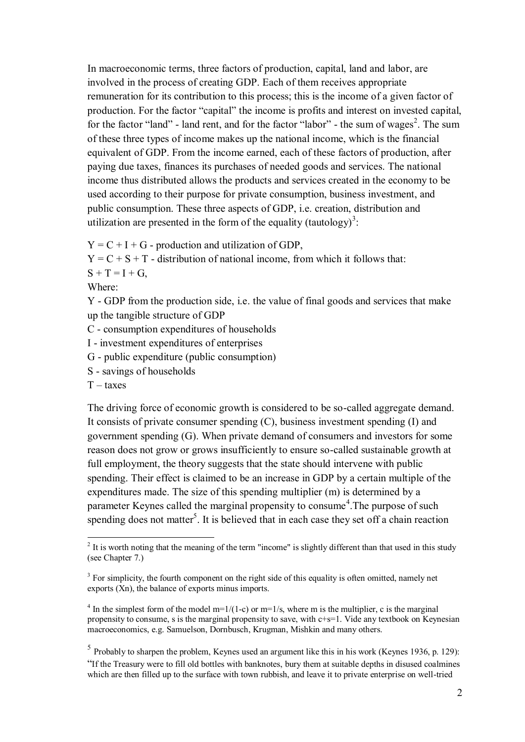In macroeconomic terms, three factors of production, capital, land and labor, are involved in the process of creating GDP. Each of them receives appropriate remuneration for its contribution to this process; this is the income of a given factor of production. For the factor "capital" the income is profits and interest on invested capital, for the factor "land" - land rent, and for the factor "labor" - the sum of wages[2]. The sum of these three types of income makes up the national income, which is the financial equivalent of GDP. From the income earned, each of these factors of production, after paying due taxes, finances its purchases of needed goods and services. The national income thus distributed allows the products and services created in the economy to be used according to their purpose for private consumption, business investment, and public consumption. These three aspects of GDP, i.e. creation, distribution and utilization are presented in the form of the equality (tautology)[3]:

$Y = C + I + G$ - production and utilization of GDP,

$Y = C + S + T$ - distribution of national income, from which it follows that:

$S + T = I + G$,

Where:

Y - GDP from the production side, i.e. the value of final goods and services that make up the tangible structure of GDP

C - consumption expenditures of households

I - investment expenditures of enterprises

G - public expenditure (public consumption)

S - savings of households

T – taxes

The driving force of economic growth is considered to be so-called aggregate demand. It consists of private consumer spending (C), business investment spending (I) and government spending (G). When private demand of consumers and investors for some reason does not grow or grows insufficiently to ensure so-called sustainable growth at full employment, the theory suggests that the state should intervene with public spending. Their effect is claimed to be an increase in GDP by a certain multiple of the expenditures made. The size of this spending multiplier (m) is determined by a parameter Keynes called the marginal propensity to consume[4].The purpose of such spending does not matter[5]. It is believed that in each case they set off a chain reaction

---

[2] It is worth noting that the meaning of the term "income" is slightly different than that used in this study (see Chapter 7.)

[3] For simplicity, the fourth component on the right side of this equality is often omitted, namely net exports (Xn), the balance of exports minus imports.

[4] In the simplest form of the model $m=1/(1-c)$ or $m=1/s$, where m is the multiplier, c is the marginal propensity to consume, s is the marginal propensity to save, with $c+s=1$. Vide any textbook on Keynesian macroeconomics, e.g. Samuelson, Dornbusch, Krugman, Mishkin and many others.

[5] Probably to sharpen the problem, Keynes used an argument like this in his work (Keynes 1936, p. 129): "If the Treasury were to fill old bottles with banknotes, bury them at suitable depths in disused coalmines which are then filled up to the surface with town rubbish, and leave it to private enterprise on well-tried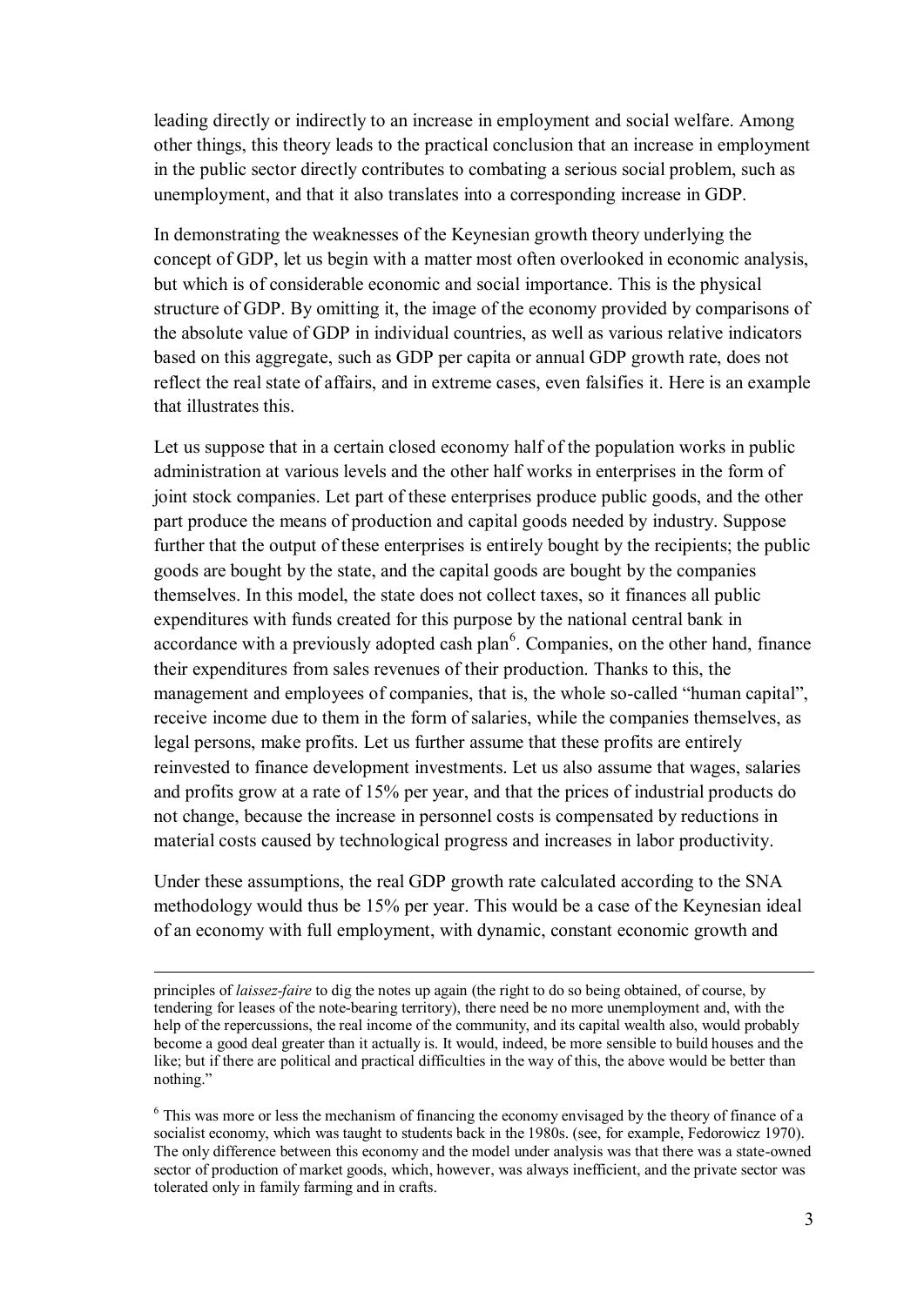leading directly or indirectly to an increase in employment and social welfare. Among other things, this theory leads to the practical conclusion that an increase in employment in the public sector directly contributes to combating a serious social problem, such as unemployment, and that it also translates into a corresponding increase in GDP.

In demonstrating the weaknesses of the Keynesian growth theory underlying the concept of GDP, let us begin with a matter most often overlooked in economic analysis, but which is of considerable economic and social importance. This is the physical structure of GDP. By omitting it, the image of the economy provided by comparisons of the absolute value of GDP in individual countries, as well as various relative indicators based on this aggregate, such as GDP per capita or annual GDP growth rate, does not reflect the real state of affairs, and in extreme cases, even falsifies it. Here is an example that illustrates this.

Let us suppose that in a certain closed economy half of the population works in public administration at various levels and the other half works in enterprises in the form of joint stock companies. Let part of these enterprises produce public goods, and the other part produce the means of production and capital goods needed by industry. Suppose further that the output of these enterprises is entirely bought by the recipients; the public goods are bought by the state, and the capital goods are bought by the companies themselves. In this model, the state does not collect taxes, so it finances all public expenditures with funds created for this purpose by the national central bank in accordance with a previously adopted cash plan[6]. Companies, on the other hand, finance their expenditures from sales revenues of their production. Thanks to this, the management and employees of companies, that is, the whole so-called "human capital", receive income due to them in the form of salaries, while the companies themselves, as legal persons, make profits. Let us further assume that these profits are entirely reinvested to finance development investments. Let us also assume that wages, salaries and profits grow at a rate of 15% per year, and that the prices of industrial products do not change, because the increase in personnel costs is compensated by reductions in material costs caused by technological progress and increases in labor productivity.

Under these assumptions, the real GDP growth rate calculated according to the SNA methodology would thus be 15% per year. This would be a case of the Keynesian ideal of an economy with full employment, with dynamic, constant economic growth and

---

principles of *laissez-faire* to dig the notes up again (the right to do so being obtained, of course, by tendering for leases of the note-bearing territory), there need be no more unemployment and, with the help of the repercussions, the real income of the community, and its capital wealth also, would probably become a good deal greater than it actually is. It would, indeed, be more sensible to build houses and the like; but if there are political and practical difficulties in the way of this, the above would be better than nothing."

[6] This was more or less the mechanism of financing the economy envisaged by the theory of finance of a socialist economy, which was taught to students back in the 1980s. (see, for example, Fedorowicz 1970). The only difference between this economy and the model under analysis was that there was a state-owned sector of production of market goods, which, however, was always inefficient, and the private sector was tolerated only in family farming and in crafts.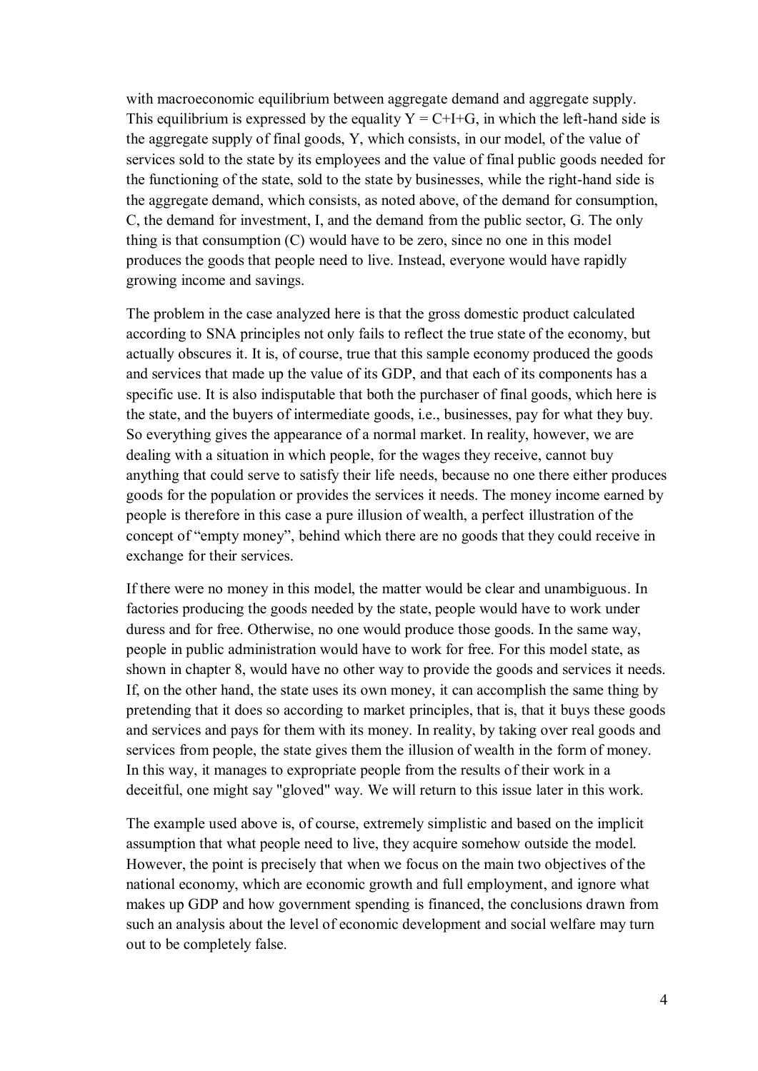with macroeconomic equilibrium between aggregate demand and aggregate supply. This equilibrium is expressed by the equality $Y = C+I+G$, in which the left-hand side is the aggregate supply of final goods, Y, which consists, in our model, of the value of services sold to the state by its employees and the value of final public goods needed for the functioning of the state, sold to the state by businesses, while the right-hand side is the aggregate demand, which consists, as noted above, of the demand for consumption, C, the demand for investment, I, and the demand from the public sector, G. The only thing is that consumption (C) would have to be zero, since no one in this model produces the goods that people need to live. Instead, everyone would have rapidly growing income and savings.

The problem in the case analyzed here is that the gross domestic product calculated according to SNA principles not only fails to reflect the true state of the economy, but actually obscures it. It is, of course, true that this sample economy produced the goods and services that made up the value of its GDP, and that each of its components has a specific use. It is also indisputable that both the purchaser of final goods, which here is the state, and the buyers of intermediate goods, i.e., businesses, pay for what they buy. So everything gives the appearance of a normal market. In reality, however, we are dealing with a situation in which people, for the wages they receive, cannot buy anything that could serve to satisfy their life needs, because no one there either produces goods for the population or provides the services it needs. The money income earned by people is therefore in this case a pure illusion of wealth, a perfect illustration of the concept of "empty money", behind which there are no goods that they could receive in exchange for their services.

If there were no money in this model, the matter would be clear and unambiguous. In factories producing the goods needed by the state, people would have to work under duress and for free. Otherwise, no one would produce those goods. In the same way, people in public administration would have to work for free. For this model state, as shown in chapter 8, would have no other way to provide the goods and services it needs. If, on the other hand, the state uses its own money, it can accomplish the same thing by pretending that it does so according to market principles, that is, that it buys these goods and services and pays for them with its money. In reality, by taking over real goods and services from people, the state gives them the illusion of wealth in the form of money. In this way, it manages to expropriate people from the results of their work in a deceitful, one might say "gloved" way. We will return to this issue later in this work.

The example used above is, of course, extremely simplistic and based on the implicit assumption that what people need to live, they acquire somehow outside the model. However, the point is precisely that when we focus on the main two objectives of the national economy, which are economic growth and full employment, and ignore what makes up GDP and how government spending is financed, the conclusions drawn from such an analysis about the level of economic development and social welfare may turn out to be completely false.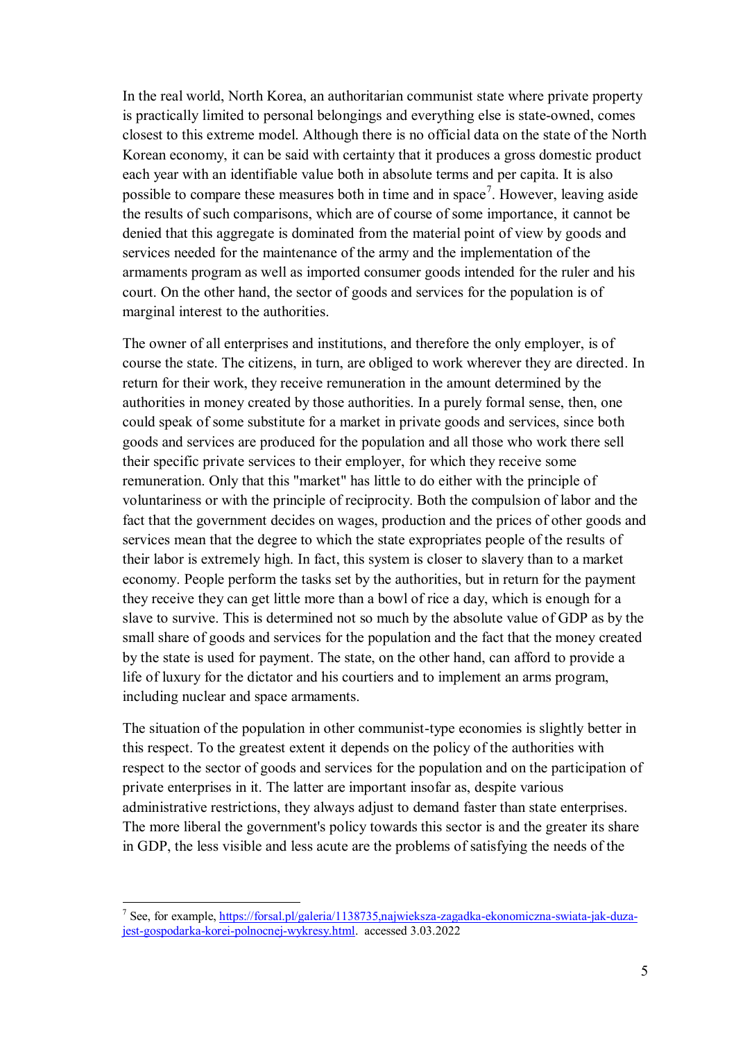In the real world, North Korea, an authoritarian communist state where private property is practically limited to personal belongings and everything else is state-owned, comes closest to this extreme model. Although there is no official data on the state of the North Korean economy, it can be said with certainty that it produces a gross domestic product each year with an identifiable value both in absolute terms and per capita. It is also possible to compare these measures both in time and in space[7]. However, leaving aside the results of such comparisons, which are of course of some importance, it cannot be denied that this aggregate is dominated from the material point of view by goods and services needed for the maintenance of the army and the implementation of the armaments program as well as imported consumer goods intended for the ruler and his court. On the other hand, the sector of goods and services for the population is of marginal interest to the authorities.

The owner of all enterprises and institutions, and therefore the only employer, is of course the state. The citizens, in turn, are obliged to work wherever they are directed. In return for their work, they receive remuneration in the amount determined by the authorities in money created by those authorities. In a purely formal sense, then, one could speak of some substitute for a market in private goods and services, since both goods and services are produced for the population and all those who work there sell their specific private services to their employer, for which they receive some remuneration. Only that this "market" has little to do either with the principle of voluntariness or with the principle of reciprocity. Both the compulsion of labor and the fact that the government decides on wages, production and the prices of other goods and services mean that the degree to which the state expropriates people of the results of their labor is extremely high. In fact, this system is closer to slavery than to a market economy. People perform the tasks set by the authorities, but in return for the payment they receive they can get little more than a bowl of rice a day, which is enough for a slave to survive. This is determined not so much by the absolute value of GDP as by the small share of goods and services for the population and the fact that the money created by the state is used for payment. The state, on the other hand, can afford to provide a life of luxury for the dictator and his courtiers and to implement an arms program, including nuclear and space armaments.

The situation of the population in other communist-type economies is slightly better in this respect. To the greatest extent it depends on the policy of the authorities with respect to the sector of goods and services for the population and on the participation of private enterprises in it. The latter are important insofar as, despite various administrative restrictions, they always adjust to demand faster than state enterprises. The more liberal the government's policy towards this sector is and the greater its share in GDP, the less visible and less acute are the problems of satisfying the needs of the

---

[7] See, for example, https://forsal.pl/galeria/1138735,najwieksza-zagadka-ekonomiczna-swiata-jak-duza-jest-gospodarka-korei-polnocnej-wykresy.html. accessed 3.03.2022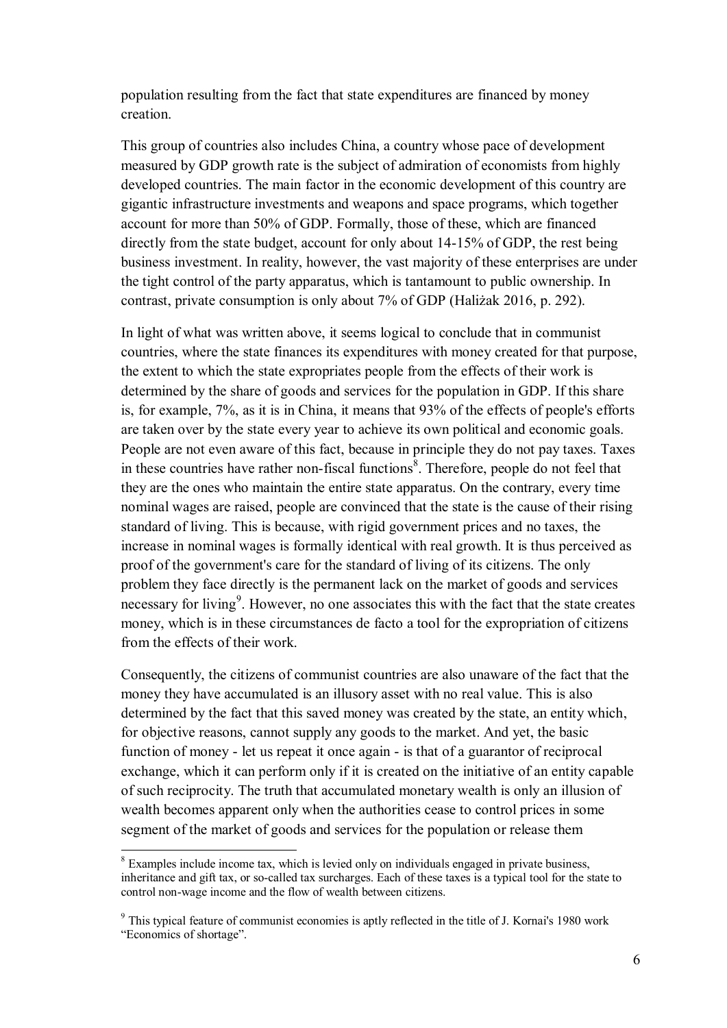population resulting from the fact that state expenditures are financed by money creation.

This group of countries also includes China, a country whose pace of development measured by GDP growth rate is the subject of admiration of economists from highly developed countries. The main factor in the economic development of this country are gigantic infrastructure investments and weapons and space programs, which together account for more than 50% of GDP. Formally, those of these, which are financed directly from the state budget, account for only about 14-15% of GDP, the rest being business investment. In reality, however, the vast majority of these enterprises are under the tight control of the party apparatus, which is tantamount to public ownership. In contrast, private consumption is only about 7% of GDP (Haliżak 2016, p. 292).

In light of what was written above, it seems logical to conclude that in communist countries, where the state finances its expenditures with money created for that purpose, the extent to which the state expropriates people from the effects of their work is determined by the share of goods and services for the population in GDP. If this share is, for example, 7%, as it is in China, it means that 93% of the effects of people's efforts are taken over by the state every year to achieve its own political and economic goals. People are not even aware of this fact, because in principle they do not pay taxes. Taxes in these countries have rather non-fiscal functions[8]. Therefore, people do not feel that they are the ones who maintain the entire state apparatus. On the contrary, every time nominal wages are raised, people are convinced that the state is the cause of their rising standard of living. This is because, with rigid government prices and no taxes, the increase in nominal wages is formally identical with real growth. It is thus perceived as proof of the government's care for the standard of living of its citizens. The only problem they face directly is the permanent lack on the market of goods and services necessary for living[9]. However, no one associates this with the fact that the state creates money, which is in these circumstances de facto a tool for the expropriation of citizens from the effects of their work.

Consequently, the citizens of communist countries are also unaware of the fact that the money they have accumulated is an illusory asset with no real value. This is also determined by the fact that this saved money was created by the state, an entity which, for objective reasons, cannot supply any goods to the market. And yet, the basic function of money - let us repeat it once again - is that of a guarantor of reciprocal exchange, which it can perform only if it is created on the initiative of an entity capable of such reciprocity. The truth that accumulated monetary wealth is only an illusion of wealth becomes apparent only when the authorities cease to control prices in some segment of the market of goods and services for the population or release them

---

[8] Examples include income tax, which is levied only on individuals engaged in private business, inheritance and gift tax, or so-called tax surcharges. Each of these taxes is a typical tool for the state to control non-wage income and the flow of wealth between citizens.

[9] This typical feature of communist economies is aptly reflected in the title of J. Kornai's 1980 work "Economics of shortage".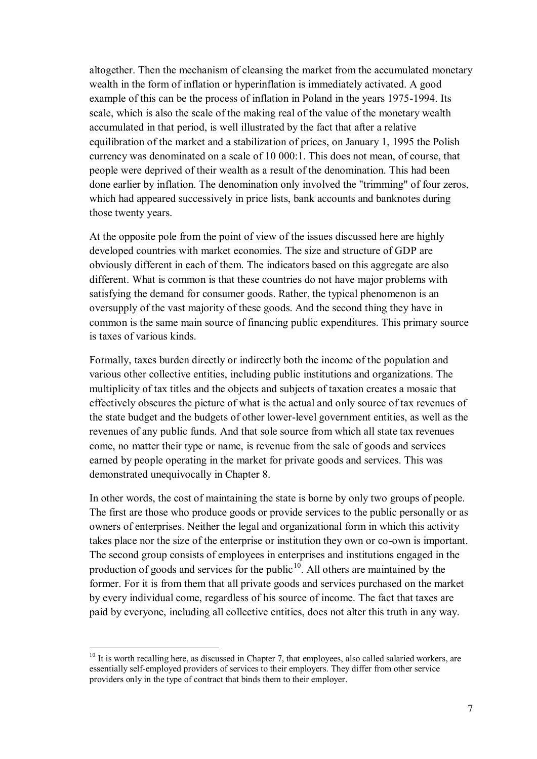altogether. Then the mechanism of cleansing the market from the accumulated monetary wealth in the form of inflation or hyperinflation is immediately activated. A good example of this can be the process of inflation in Poland in the years 1975-1994. Its scale, which is also the scale of the making real of the value of the monetary wealth accumulated in that period, is well illustrated by the fact that after a relative equilibration of the market and a stabilization of prices, on January 1, 1995 the Polish currency was denominated on a scale of 10 000:1. This does not mean, of course, that people were deprived of their wealth as a result of the denomination. This had been done earlier by inflation. The denomination only involved the "trimming" of four zeros, which had appeared successively in price lists, bank accounts and banknotes during those twenty years.

At the opposite pole from the point of view of the issues discussed here are highly developed countries with market economies. The size and structure of GDP are obviously different in each of them. The indicators based on this aggregate are also different. What is common is that these countries do not have major problems with satisfying the demand for consumer goods. Rather, the typical phenomenon is an oversupply of the vast majority of these goods. And the second thing they have in common is the same main source of financing public expenditures. This primary source is taxes of various kinds.

Formally, taxes burden directly or indirectly both the income of the population and various other collective entities, including public institutions and organizations. The multiplicity of tax titles and the objects and subjects of taxation creates a mosaic that effectively obscures the picture of what is the actual and only source of tax revenues of the state budget and the budgets of other lower-level government entities, as well as the revenues of any public funds. And that sole source from which all state tax revenues come, no matter their type or name, is revenue from the sale of goods and services earned by people operating in the market for private goods and services. This was demonstrated unequivocally in Chapter 8.

In other words, the cost of maintaining the state is borne by only two groups of people. The first are those who produce goods or provide services to the public personally or as owners of enterprises. Neither the legal and organizational form in which this activity takes place nor the size of the enterprise or institution they own or co-own is important. The second group consists of employees in enterprises and institutions engaged in the production of goods and services for the public[10]. All others are maintained by the former. For it is from them that all private goods and services purchased on the market by every individual come, regardless of his source of income. The fact that taxes are paid by everyone, including all collective entities, does not alter this truth in any way.

[10] It is worth recalling here, as discussed in Chapter 7, that employees, also called salaried workers, are essentially self-employed providers of services to their employers. They differ from other service providers only in the type of contract that binds them to their employer.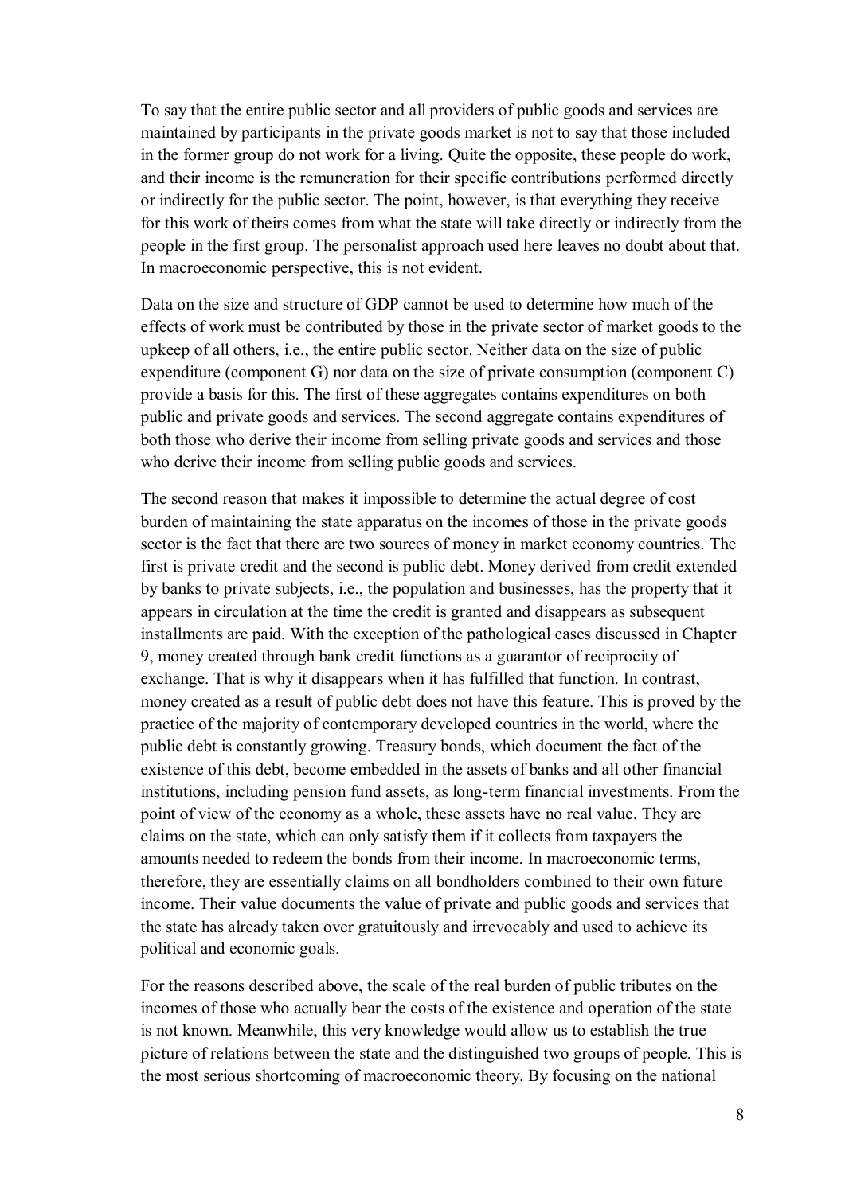To say that the entire public sector and all providers of public goods and services are maintained by participants in the private goods market is not to say that those included in the former group do not work for a living. Quite the opposite, these people do work, and their income is the remuneration for their specific contributions performed directly or indirectly for the public sector. The point, however, is that everything they receive for this work of theirs comes from what the state will take directly or indirectly from the people in the first group. The personalist approach used here leaves no doubt about that. In macroeconomic perspective, this is not evident.

Data on the size and structure of GDP cannot be used to determine how much of the effects of work must be contributed by those in the private sector of market goods to the upkeep of all others, i.e., the entire public sector. Neither data on the size of public expenditure (component G) nor data on the size of private consumption (component C) provide a basis for this. The first of these aggregates contains expenditures on both public and private goods and services. The second aggregate contains expenditures of both those who derive their income from selling private goods and services and those who derive their income from selling public goods and services.

The second reason that makes it impossible to determine the actual degree of cost burden of maintaining the state apparatus on the incomes of those in the private goods sector is the fact that there are two sources of money in market economy countries. The first is private credit and the second is public debt. Money derived from credit extended by banks to private subjects, i.e., the population and businesses, has the property that it appears in circulation at the time the credit is granted and disappears as subsequent installments are paid. With the exception of the pathological cases discussed in Chapter 9, money created through bank credit functions as a guarantor of reciprocity of exchange. That is why it disappears when it has fulfilled that function. In contrast, money created as a result of public debt does not have this feature. This is proved by the practice of the majority of contemporary developed countries in the world, where the public debt is constantly growing. Treasury bonds, which document the fact of the existence of this debt, become embedded in the assets of banks and all other financial institutions, including pension fund assets, as long-term financial investments. From the point of view of the economy as a whole, these assets have no real value. They are claims on the state, which can only satisfy them if it collects from taxpayers the amounts needed to redeem the bonds from their income. In macroeconomic terms, therefore, they are essentially claims on all bondholders combined to their own future income. Their value documents the value of private and public goods and services that the state has already taken over gratuitously and irrevocably and used to achieve its political and economic goals.

For the reasons described above, the scale of the real burden of public tributes on the incomes of those who actually bear the costs of the existence and operation of the state is not known. Meanwhile, this very knowledge would allow us to establish the true picture of relations between the state and the distinguished two groups of people. This is the most serious shortcoming of macroeconomic theory. By focusing on the national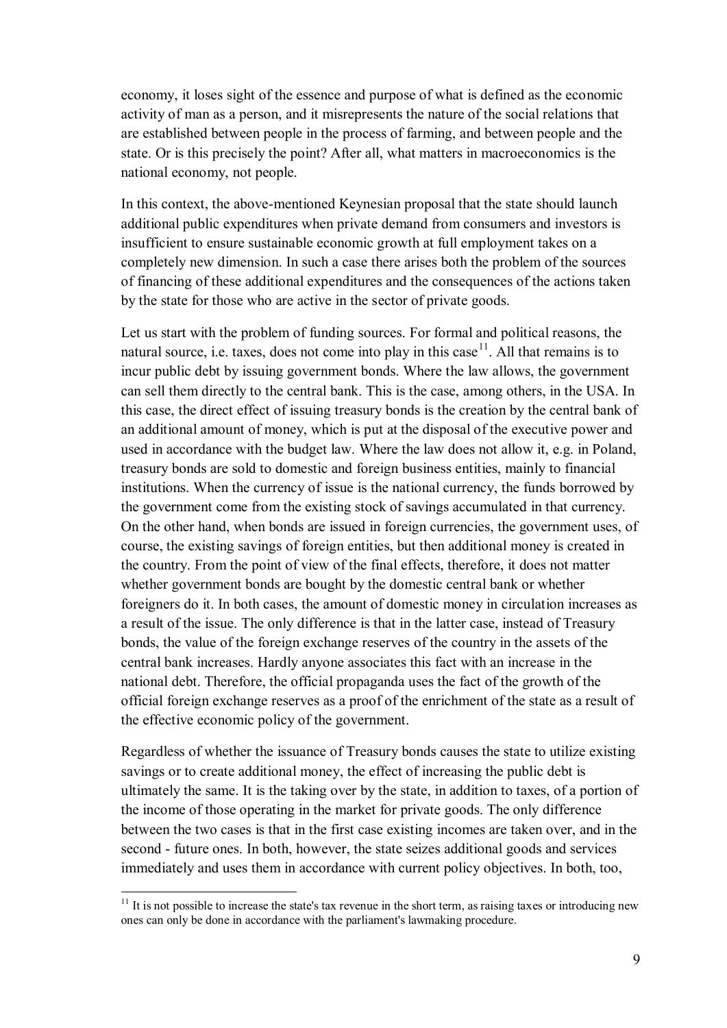economy, it loses sight of the essence and purpose of what is defined as the economic activity of man as a person, and it misrepresents the nature of the social relations that are established between people in the process of farming, and between people and the state. Or is this precisely the point? After all, what matters in macroeconomics is the national economy, not people.

In this context, the above-mentioned Keynesian proposal that the state should launch additional public expenditures when private demand from consumers and investors is insufficient to ensure sustainable economic growth at full employment takes on a completely new dimension. In such a case there arises both the problem of the sources of financing of these additional expenditures and the consequences of the actions taken by the state for those who are active in the sector of private goods.

Let us start with the problem of funding sources. For formal and political reasons, the natural source, i.e. taxes, does not come into play in this case[11]. All that remains is to incur public debt by issuing government bonds. Where the law allows, the government can sell them directly to the central bank. This is the case, among others, in the USA. In this case, the direct effect of issuing treasury bonds is the creation by the central bank of an additional amount of money, which is put at the disposal of the executive power and used in accordance with the budget law. Where the law does not allow it, e.g. in Poland, treasury bonds are sold to domestic and foreign business entities, mainly to financial institutions. When the currency of issue is the national currency, the funds borrowed by the government come from the existing stock of savings accumulated in that currency. On the other hand, when bonds are issued in foreign currencies, the government uses, of course, the existing savings of foreign entities, but then additional money is created in the country. From the point of view of the final effects, therefore, it does not matter whether government bonds are bought by the domestic central bank or whether foreigners do it. In both cases, the amount of domestic money in circulation increases as a result of the issue. The only difference is that in the latter case, instead of Treasury bonds, the value of the foreign exchange reserves of the country in the assets of the central bank increases. Hardly anyone associates this fact with an increase in the national debt. Therefore, the official propaganda uses the fact of the growth of the official foreign exchange reserves as a proof of the enrichment of the state as a result of the effective economic policy of the government.

Regardless of whether the issuance of Treasury bonds causes the state to utilize existing savings or to create additional money, the effect of increasing the public debt is ultimately the same. It is the taking over by the state, in addition to taxes, of a portion of the income of those operating in the market for private goods. The only difference between the two cases is that in the first case existing incomes are taken over, and in the second - future ones. In both, however, the state seizes additional goods and services immediately and uses them in accordance with current policy objectives. In both, too,

[11] It is not possible to increase the state's tax revenue in the short term, as raising taxes or introducing new ones can only be done in accordance with the parliament's lawmaking procedure.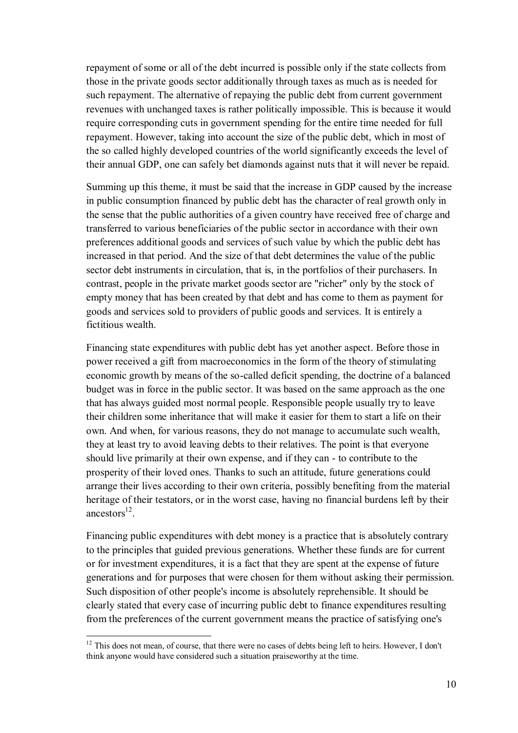repayment of some or all of the debt incurred is possible only if the state collects from those in the private goods sector additionally through taxes as much as is needed for such repayment. The alternative of repaying the public debt from current government revenues with unchanged taxes is rather politically impossible. This is because it would require corresponding cuts in government spending for the entire time needed for full repayment. However, taking into account the size of the public debt, which in most of the so called highly developed countries of the world significantly exceeds the level of their annual GDP, one can safely bet diamonds against nuts that it will never be repaid.

Summing up this theme, it must be said that the increase in GDP caused by the increase in public consumption financed by public debt has the character of real growth only in the sense that the public authorities of a given country have received free of charge and transferred to various beneficiaries of the public sector in accordance with their own preferences additional goods and services of such value by which the public debt has increased in that period. And the size of that debt determines the value of the public sector debt instruments in circulation, that is, in the portfolios of their purchasers. In contrast, people in the private market goods sector are "richer" only by the stock of empty money that has been created by that debt and has come to them as payment for goods and services sold to providers of public goods and services. It is entirely a fictitious wealth.

Financing state expenditures with public debt has yet another aspect. Before those in power received a gift from macroeconomics in the form of the theory of stimulating economic growth by means of the so-called deficit spending, the doctrine of a balanced budget was in force in the public sector. It was based on the same approach as the one that has always guided most normal people. Responsible people usually try to leave their children some inheritance that will make it easier for them to start a life on their own. And when, for various reasons, they do not manage to accumulate such wealth, they at least try to avoid leaving debts to their relatives. The point is that everyone should live primarily at their own expense, and if they can - to contribute to the prosperity of their loved ones. Thanks to such an attitude, future generations could arrange their lives according to their own criteria, possibly benefiting from the material heritage of their testators, or in the worst case, having no financial burdens left by their ancestors[12].

Financing public expenditures with debt money is a practice that is absolutely contrary to the principles that guided previous generations. Whether these funds are for current or for investment expenditures, it is a fact that they are spent at the expense of future generations and for purposes that were chosen for them without asking their permission. Such disposition of other people's income is absolutely reprehensible. It should be clearly stated that every case of incurring public debt to finance expenditures resulting from the preferences of the current government means the practice of satisfying one's

[12] This does not mean, of course, that there were no cases of debts being left to heirs. However, I don't think anyone would have considered such a situation praiseworthy at the time.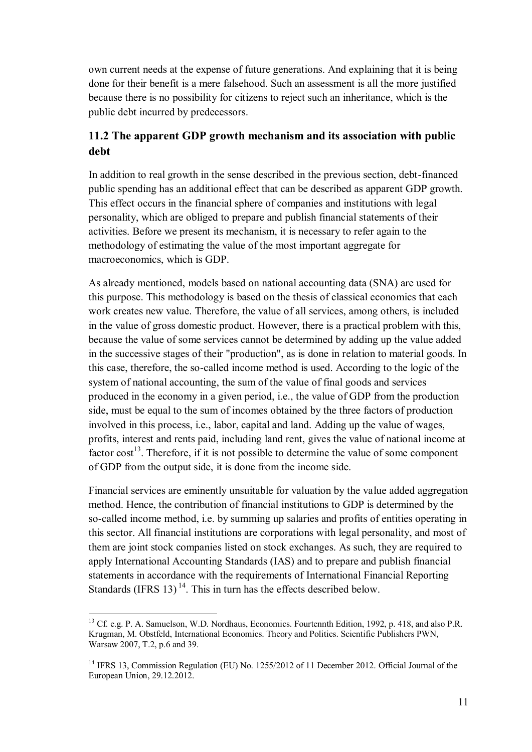own current needs at the expense of future generations. And explaining that it is being done for their benefit is a mere falsehood. Such an assessment is all the more justified because there is no possibility for citizens to reject such an inheritance, which is the public debt incurred by predecessors.

## 11.2 The apparent GDP growth mechanism and its association with public debt

In addition to real growth in the sense described in the previous section, debt-financed public spending has an additional effect that can be described as apparent GDP growth. This effect occurs in the financial sphere of companies and institutions with legal personality, which are obliged to prepare and publish financial statements of their activities. Before we present its mechanism, it is necessary to refer again to the methodology of estimating the value of the most important aggregate for macroeconomics, which is GDP.

As already mentioned, models based on national accounting data (SNA) are used for this purpose. This methodology is based on the thesis of classical economics that each work creates new value. Therefore, the value of all services, among others, is included in the value of gross domestic product. However, there is a practical problem with this, because the value of some services cannot be determined by adding up the value added in the successive stages of their "production", as is done in relation to material goods. In this case, therefore, the so-called income method is used. According to the logic of the system of national accounting, the sum of the value of final goods and services produced in the economy in a given period, i.e., the value of GDP from the production side, must be equal to the sum of incomes obtained by the three factors of production involved in this process, i.e., labor, capital and land. Adding up the value of wages, profits, interest and rents paid, including land rent, gives the value of national income at factor cost[13]. Therefore, if it is not possible to determine the value of some component of GDP from the output side, it is done from the income side.

Financial services are eminently unsuitable for valuation by the value added aggregation method. Hence, the contribution of financial institutions to GDP is determined by the so-called income method, i.e. by summing up salaries and profits of entities operating in this sector. All financial institutions are corporations with legal personality, and most of them are joint stock companies listed on stock exchanges. As such, they are required to apply International Accounting Standards (IAS) and to prepare and publish financial statements in accordance with the requirements of International Financial Reporting Standards (IFRS 13)[14]. This in turn has the effects described below.

---

[13] Cf. e.g. P. A. Samuelson, W.D. Nordhaus, Economics. Fourtennth Edition, 1992, p. 418, and also P.R. Krugman, M. Obstfeld, International Economics. Theory and Politics. Scientific Publishers PWN, Warsaw 2007, T.2, p.6 and 39.

[14] IFRS 13, Commission Regulation (EU) No. 1255/2012 of 11 December 2012. Official Journal of the European Union, 29.12.2012.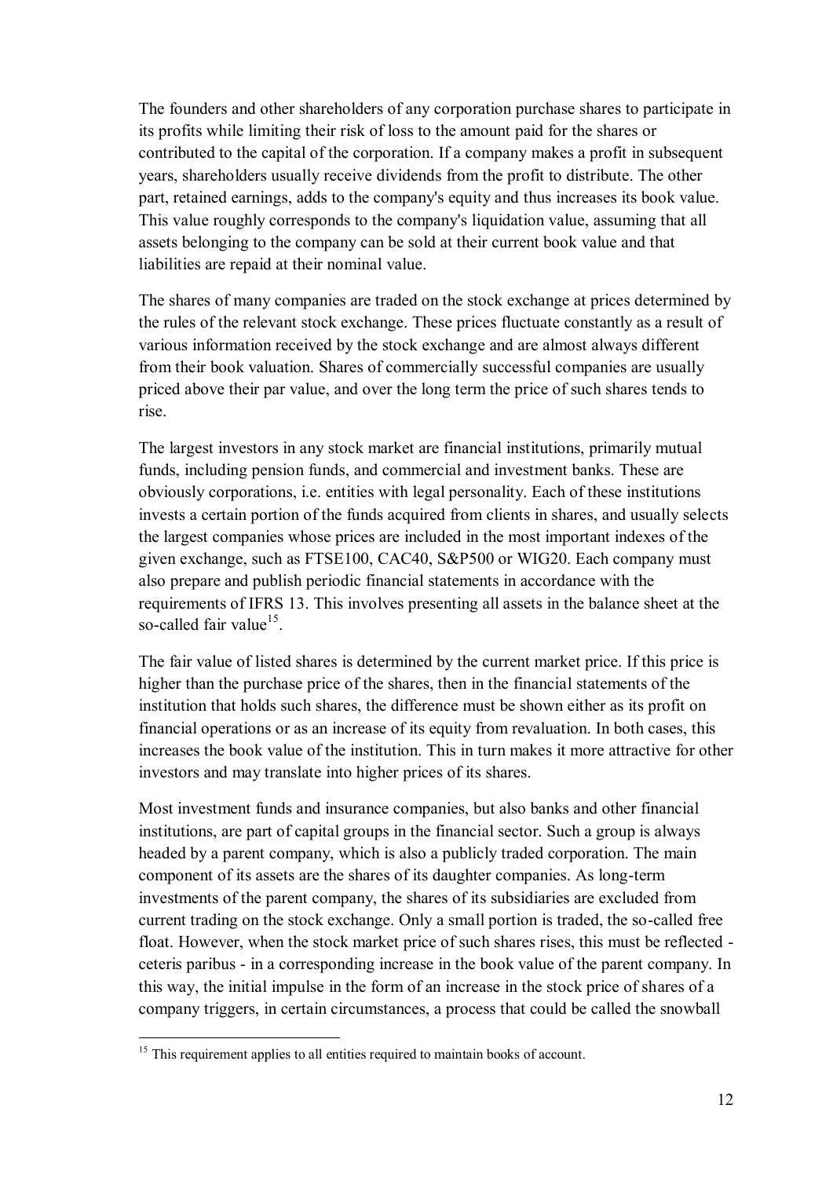The founders and other shareholders of any corporation purchase shares to participate in its profits while limiting their risk of loss to the amount paid for the shares or contributed to the capital of the corporation. If a company makes a profit in subsequent years, shareholders usually receive dividends from the profit to distribute. The other part, retained earnings, adds to the company's equity and thus increases its book value. This value roughly corresponds to the company's liquidation value, assuming that all assets belonging to the company can be sold at their current book value and that liabilities are repaid at their nominal value.

The shares of many companies are traded on the stock exchange at prices determined by the rules of the relevant stock exchange. These prices fluctuate constantly as a result of various information received by the stock exchange and are almost always different from their book valuation. Shares of commercially successful companies are usually priced above their par value, and over the long term the price of such shares tends to rise.

The largest investors in any stock market are financial institutions, primarily mutual funds, including pension funds, and commercial and investment banks. These are obviously corporations, i.e. entities with legal personality. Each of these institutions invests a certain portion of the funds acquired from clients in shares, and usually selects the largest companies whose prices are included in the most important indexes of the given exchange, such as FTSE100, CAC40, S&P500 or WIG20. Each company must also prepare and publish periodic financial statements in accordance with the requirements of IFRS 13. This involves presenting all assets in the balance sheet at the so-called fair value[15].

The fair value of listed shares is determined by the current market price. If this price is higher than the purchase price of the shares, then in the financial statements of the institution that holds such shares, the difference must be shown either as its profit on financial operations or as an increase of its equity from revaluation. In both cases, this increases the book value of the institution. This in turn makes it more attractive for other investors and may translate into higher prices of its shares.

Most investment funds and insurance companies, but also banks and other financial institutions, are part of capital groups in the financial sector. Such a group is always headed by a parent company, which is also a publicly traded corporation. The main component of its assets are the shares of its daughter companies. As long-term investments of the parent company, the shares of its subsidiaries are excluded from current trading on the stock exchange. Only a small portion is traded, the so-called free float. However, when the stock market price of such shares rises, this must be reflected - ceteris paribus - in a corresponding increase in the book value of the parent company. In this way, the initial impulse in the form of an increase in the stock price of shares of a company triggers, in certain circumstances, a process that could be called the snowball

[15] This requirement applies to all entities required to maintain books of account.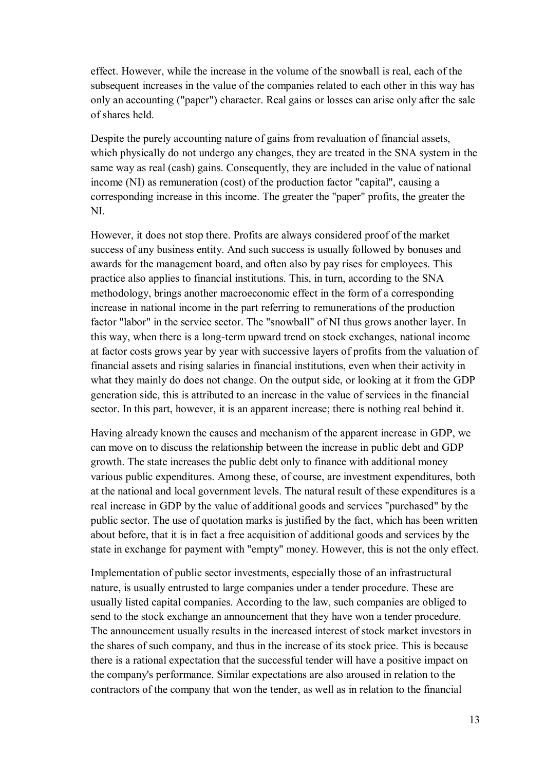effect. However, while the increase in the volume of the snowball is real, each of the subsequent increases in the value of the companies related to each other in this way has only an accounting ("paper") character. Real gains or losses can arise only after the sale of shares held.

Despite the purely accounting nature of gains from revaluation of financial assets, which physically do not undergo any changes, they are treated in the SNA system in the same way as real (cash) gains. Consequently, they are included in the value of national income (NI) as remuneration (cost) of the production factor "capital", causing a corresponding increase in this income. The greater the "paper" profits, the greater the NI.

However, it does not stop there. Profits are always considered proof of the market success of any business entity. And such success is usually followed by bonuses and awards for the management board, and often also by pay rises for employees. This practice also applies to financial institutions. This, in turn, according to the SNA methodology, brings another macroeconomic effect in the form of a corresponding increase in national income in the part referring to remunerations of the production factor "labor" in the service sector. The "snowball" of NI thus grows another layer. In this way, when there is a long-term upward trend on stock exchanges, national income at factor costs grows year by year with successive layers of profits from the valuation of financial assets and rising salaries in financial institutions, even when their activity in what they mainly do does not change. On the output side, or looking at it from the GDP generation side, this is attributed to an increase in the value of services in the financial sector. In this part, however, it is an apparent increase; there is nothing real behind it.

Having already known the causes and mechanism of the apparent increase in GDP, we can move on to discuss the relationship between the increase in public debt and GDP growth. The state increases the public debt only to finance with additional money various public expenditures. Among these, of course, are investment expenditures, both at the national and local government levels. The natural result of these expenditures is a real increase in GDP by the value of additional goods and services "purchased" by the public sector. The use of quotation marks is justified by the fact, which has been written about before, that it is in fact a free acquisition of additional goods and services by the state in exchange for payment with "empty" money. However, this is not the only effect.

Implementation of public sector investments, especially those of an infrastructural nature, is usually entrusted to large companies under a tender procedure. These are usually listed capital companies. According to the law, such companies are obliged to send to the stock exchange an announcement that they have won a tender procedure. The announcement usually results in the increased interest of stock market investors in the shares of such company, and thus in the increase of its stock price. This is because there is a rational expectation that the successful tender will have a positive impact on the company's performance. Similar expectations are also aroused in relation to the contractors of the company that won the tender, as well as in relation to the financial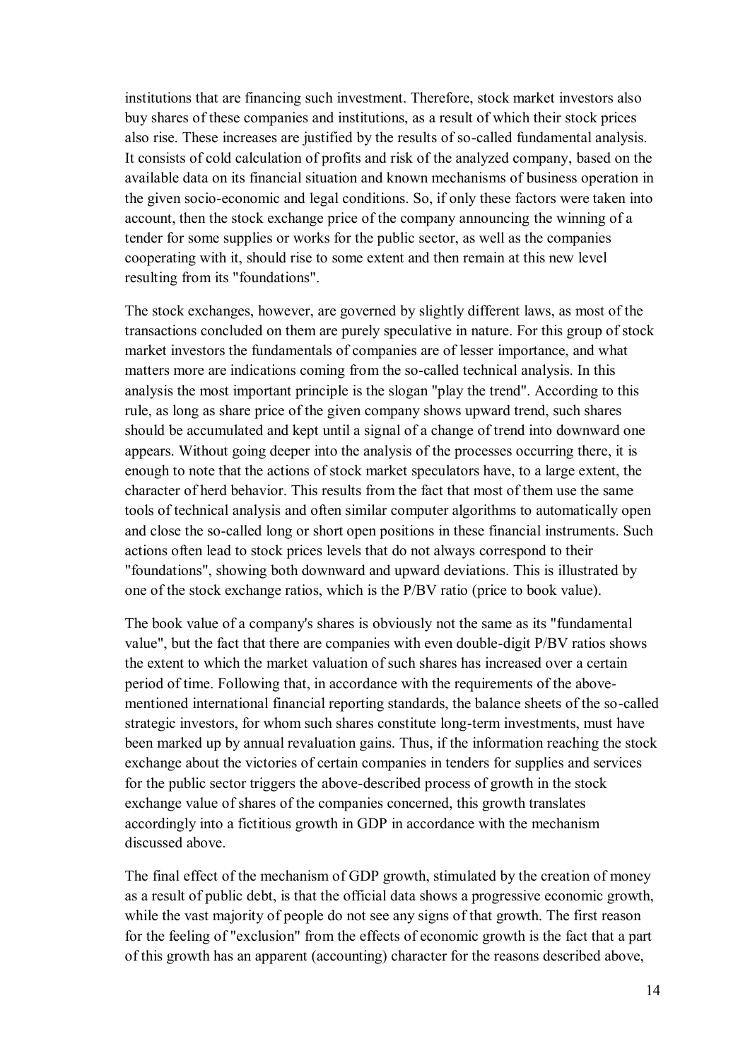institutions that are financing such investment. Therefore, stock market investors also buy shares of these companies and institutions, as a result of which their stock prices also rise. These increases are justified by the results of so-called fundamental analysis. It consists of cold calculation of profits and risk of the analyzed company, based on the available data on its financial situation and known mechanisms of business operation in the given socio-economic and legal conditions. So, if only these factors were taken into account, then the stock exchange price of the company announcing the winning of a tender for some supplies or works for the public sector, as well as the companies cooperating with it, should rise to some extent and then remain at this new level resulting from its "foundations".

The stock exchanges, however, are governed by slightly different laws, as most of the transactions concluded on them are purely speculative in nature. For this group of stock market investors the fundamentals of companies are of lesser importance, and what matters more are indications coming from the so-called technical analysis. In this analysis the most important principle is the slogan "play the trend". According to this rule, as long as share price of the given company shows upward trend, such shares should be accumulated and kept until a signal of a change of trend into downward one appears. Without going deeper into the analysis of the processes occurring there, it is enough to note that the actions of stock market speculators have, to a large extent, the character of herd behavior. This results from the fact that most of them use the same tools of technical analysis and often similar computer algorithms to automatically open and close the so-called long or short open positions in these financial instruments. Such actions often lead to stock prices levels that do not always correspond to their "foundations", showing both downward and upward deviations. This is illustrated by one of the stock exchange ratios, which is the P/BV ratio (price to book value).

The book value of a company's shares is obviously not the same as its "fundamental value", but the fact that there are companies with even double-digit P/BV ratios shows the extent to which the market valuation of such shares has increased over a certain period of time. Following that, in accordance with the requirements of the above-mentioned international financial reporting standards, the balance sheets of the so-called strategic investors, for whom such shares constitute long-term investments, must have been marked up by annual revaluation gains. Thus, if the information reaching the stock exchange about the victories of certain companies in tenders for supplies and services for the public sector triggers the above-described process of growth in the stock exchange value of shares of the companies concerned, this growth translates accordingly into a fictitious growth in GDP in accordance with the mechanism discussed above.

The final effect of the mechanism of GDP growth, stimulated by the creation of money as a result of public debt, is that the official data shows a progressive economic growth, while the vast majority of people do not see any signs of that growth. The first reason for the feeling of "exclusion" from the effects of economic growth is the fact that a part of this growth has an apparent (accounting) character for the reasons described above,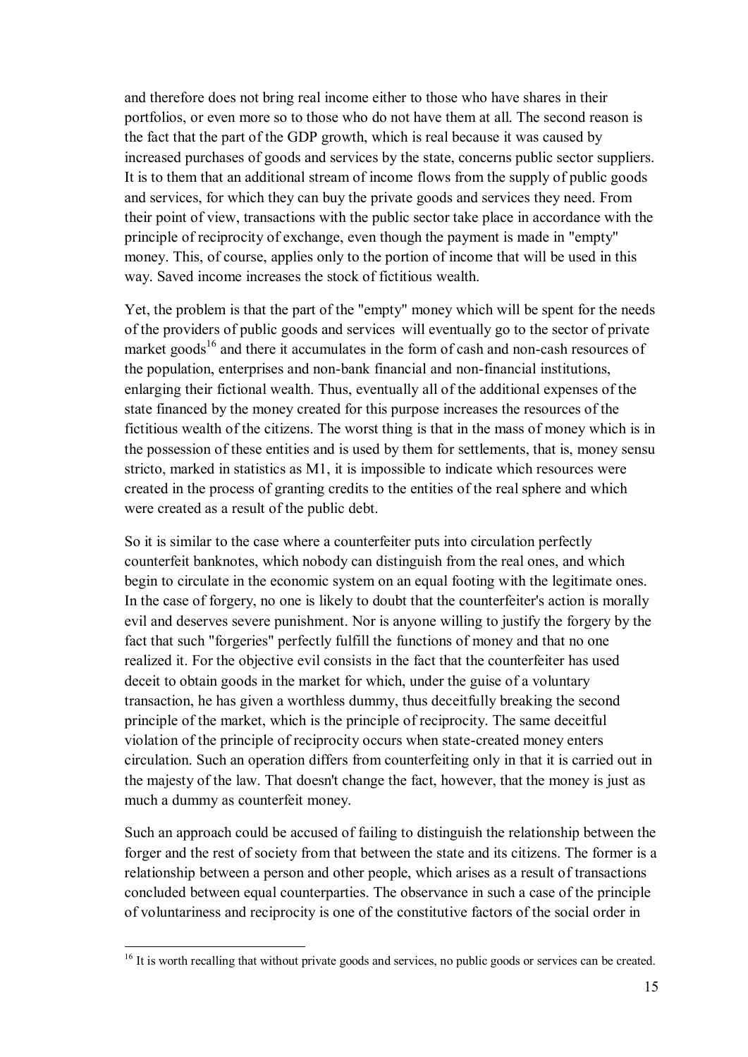and therefore does not bring real income either to those who have shares in their portfolios, or even more so to those who do not have them at all. The second reason is the fact that the part of the GDP growth, which is real because it was caused by increased purchases of goods and services by the state, concerns public sector suppliers. It is to them that an additional stream of income flows from the supply of public goods and services, for which they can buy the private goods and services they need. From their point of view, transactions with the public sector take place in accordance with the principle of reciprocity of exchange, even though the payment is made in "empty" money. This, of course, applies only to the portion of income that will be used in this way. Saved income increases the stock of fictitious wealth.

Yet, the problem is that the part of the "empty" money which will be spent for the needs of the providers of public goods and services will eventually go to the sector of private market goods[16] and there it accumulates in the form of cash and non-cash resources of the population, enterprises and non-bank financial and non-financial institutions, enlarging their fictional wealth. Thus, eventually all of the additional expenses of the state financed by the money created for this purpose increases the resources of the fictitious wealth of the citizens. The worst thing is that in the mass of money which is in the possession of these entities and is used by them for settlements, that is, money sensu stricto, marked in statistics as M1, it is impossible to indicate which resources were created in the process of granting credits to the entities of the real sphere and which were created as a result of the public debt.

So it is similar to the case where a counterfeiter puts into circulation perfectly counterfeit banknotes, which nobody can distinguish from the real ones, and which begin to circulate in the economic system on an equal footing with the legitimate ones. In the case of forgery, no one is likely to doubt that the counterfeiter's action is morally evil and deserves severe punishment. Nor is anyone willing to justify the forgery by the fact that such "forgeries" perfectly fulfill the functions of money and that no one realized it. For the objective evil consists in the fact that the counterfeiter has used deceit to obtain goods in the market for which, under the guise of a voluntary transaction, he has given a worthless dummy, thus deceitfully breaking the second principle of the market, which is the principle of reciprocity. The same deceitful violation of the principle of reciprocity occurs when state-created money enters circulation. Such an operation differs from counterfeiting only in that it is carried out in the majesty of the law. That doesn't change the fact, however, that the money is just as much a dummy as counterfeit money.

Such an approach could be accused of failing to distinguish the relationship between the forger and the rest of society from that between the state and its citizens. The former is a relationship between a person and other people, which arises as a result of transactions concluded between equal counterparties. The observance in such a case of the principle of voluntariness and reciprocity is one of the constitutive factors of the social order in

[16] It is worth recalling that without private goods and services, no public goods or services can be created.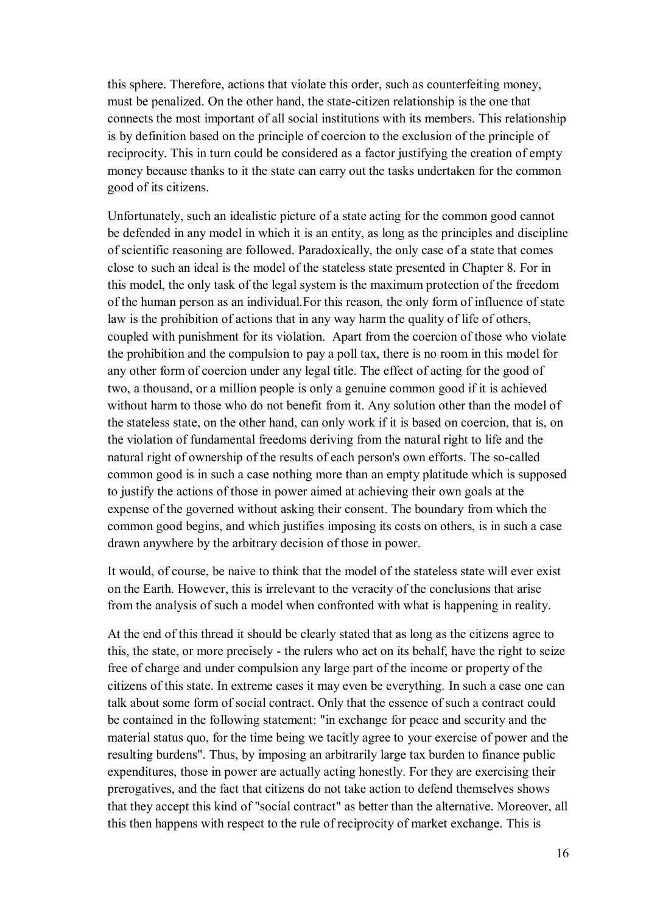this sphere. Therefore, actions that violate this order, such as counterfeiting money, must be penalized. On the other hand, the state-citizen relationship is the one that connects the most important of all social institutions with its members. This relationship is by definition based on the principle of coercion to the exclusion of the principle of reciprocity. This in turn could be considered as a factor justifying the creation of empty money because thanks to it the state can carry out the tasks undertaken for the common good of its citizens.

Unfortunately, such an idealistic picture of a state acting for the common good cannot be defended in any model in which it is an entity, as long as the principles and discipline of scientific reasoning are followed. Paradoxically, the only case of a state that comes close to such an ideal is the model of the stateless state presented in Chapter 8. For in this model, the only task of the legal system is the maximum protection of the freedom of the human person as an individual.For this reason, the only form of influence of state law is the prohibition of actions that in any way harm the quality of life of others, coupled with punishment for its violation. Apart from the coercion of those who violate the prohibition and the compulsion to pay a poll tax, there is no room in this model for any other form of coercion under any legal title. The effect of acting for the good of two, a thousand, or a million people is only a genuine common good if it is achieved without harm to those who do not benefit from it. Any solution other than the model of the stateless state, on the other hand, can only work if it is based on coercion, that is, on the violation of fundamental freedoms deriving from the natural right to life and the natural right of ownership of the results of each person's own efforts. The so-called common good is in such a case nothing more than an empty platitude which is supposed to justify the actions of those in power aimed at achieving their own goals at the expense of the governed without asking their consent. The boundary from which the common good begins, and which justifies imposing its costs on others, is in such a case drawn anywhere by the arbitrary decision of those in power.

It would, of course, be naive to think that the model of the stateless state will ever exist on the Earth. However, this is irrelevant to the veracity of the conclusions that arise from the analysis of such a model when confronted with what is happening in reality.

At the end of this thread it should be clearly stated that as long as the citizens agree to this, the state, or more precisely - the rulers who act on its behalf, have the right to seize free of charge and under compulsion any large part of the income or property of the citizens of this state. In extreme cases it may even be everything. In such a case one can talk about some form of social contract. Only that the essence of such a contract could be contained in the following statement: "in exchange for peace and security and the material status quo, for the time being we tacitly agree to your exercise of power and the resulting burdens". Thus, by imposing an arbitrarily large tax burden to finance public expenditures, those in power are actually acting honestly. For they are exercising their prerogatives, and the fact that citizens do not take action to defend themselves shows that they accept this kind of "social contract" as better than the alternative. Moreover, all this then happens with respect to the rule of reciprocity of market exchange. This is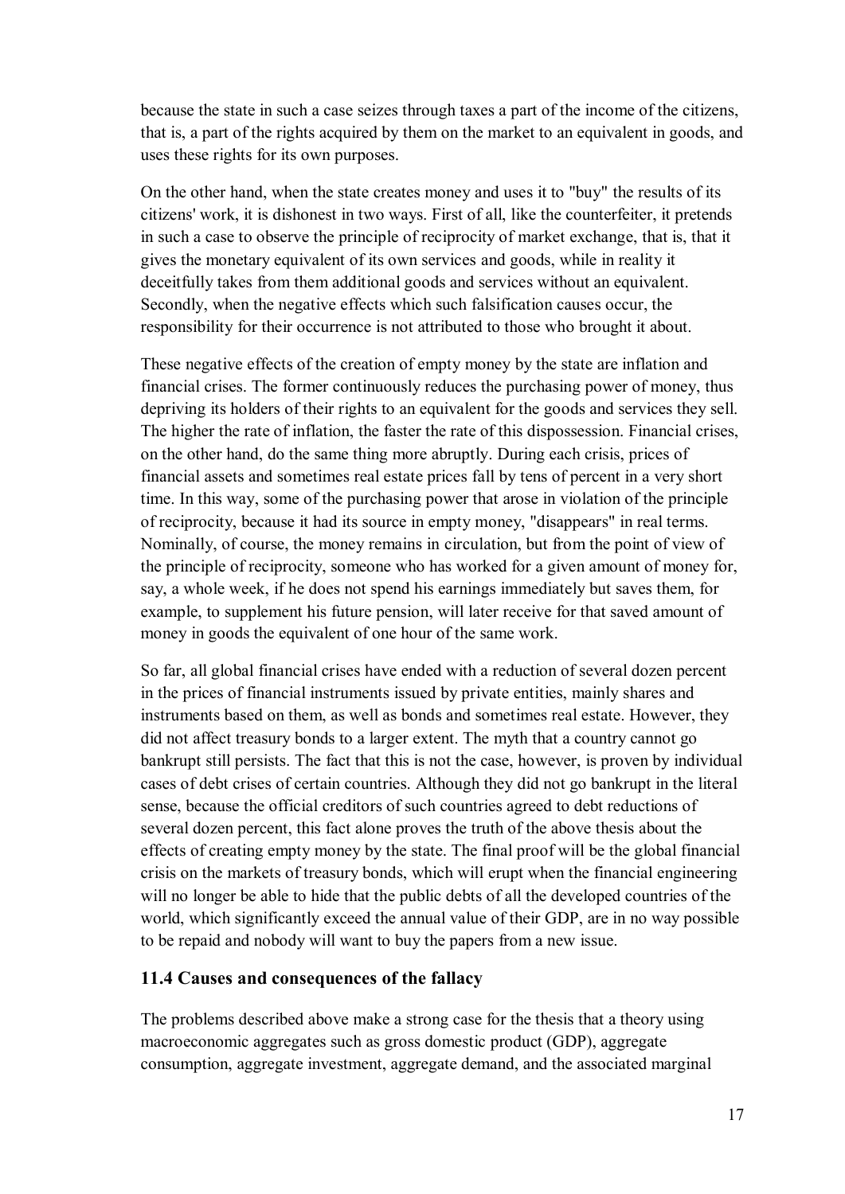because the state in such a case seizes through taxes a part of the income of the citizens, that is, a part of the rights acquired by them on the market to an equivalent in goods, and uses these rights for its own purposes.

On the other hand, when the state creates money and uses it to "buy" the results of its citizens' work, it is dishonest in two ways. First of all, like the counterfeiter, it pretends in such a case to observe the principle of reciprocity of market exchange, that is, that it gives the monetary equivalent of its own services and goods, while in reality it deceitfully takes from them additional goods and services without an equivalent. Secondly, when the negative effects which such falsification causes occur, the responsibility for their occurrence is not attributed to those who brought it about.

These negative effects of the creation of empty money by the state are inflation and financial crises. The former continuously reduces the purchasing power of money, thus depriving its holders of their rights to an equivalent for the goods and services they sell. The higher the rate of inflation, the faster the rate of this dispossession. Financial crises, on the other hand, do the same thing more abruptly. During each crisis, prices of financial assets and sometimes real estate prices fall by tens of percent in a very short time. In this way, some of the purchasing power that arose in violation of the principle of reciprocity, because it had its source in empty money, "disappears" in real terms. Nominally, of course, the money remains in circulation, but from the point of view of the principle of reciprocity, someone who has worked for a given amount of money for, say, a whole week, if he does not spend his earnings immediately but saves them, for example, to supplement his future pension, will later receive for that saved amount of money in goods the equivalent of one hour of the same work.

So far, all global financial crises have ended with a reduction of several dozen percent in the prices of financial instruments issued by private entities, mainly shares and instruments based on them, as well as bonds and sometimes real estate. However, they did not affect treasury bonds to a larger extent. The myth that a country cannot go bankrupt still persists. The fact that this is not the case, however, is proven by individual cases of debt crises of certain countries. Although they did not go bankrupt in the literal sense, because the official creditors of such countries agreed to debt reductions of several dozen percent, this fact alone proves the truth of the above thesis about the effects of creating empty money by the state. The final proof will be the global financial crisis on the markets of treasury bonds, which will erupt when the financial engineering will no longer be able to hide that the public debts of all the developed countries of the world, which significantly exceed the annual value of their GDP, are in no way possible to be repaid and nobody will want to buy the papers from a new issue.

### 11.4 Causes and consequences of the fallacy

The problems described above make a strong case for the thesis that a theory using macroeconomic aggregates such as gross domestic product (GDP), aggregate consumption, aggregate investment, aggregate demand, and the associated marginal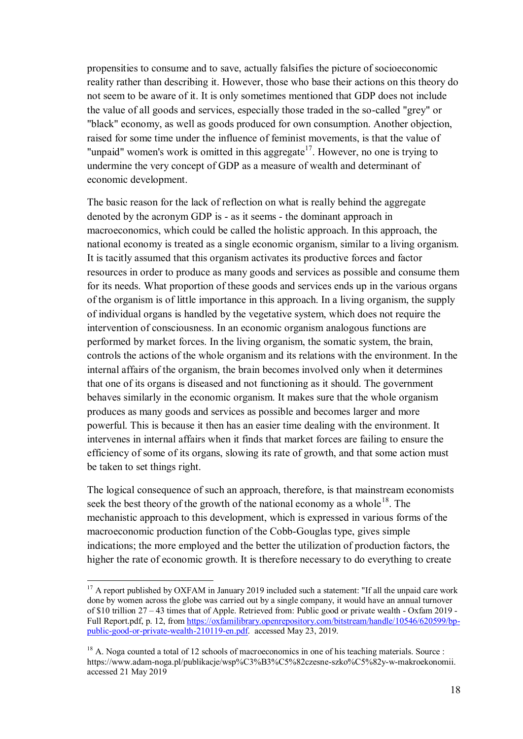propensities to consume and to save, actually falsifies the picture of socioeconomic reality rather than describing it. However, those who base their actions on this theory do not seem to be aware of it. It is only sometimes mentioned that GDP does not include the value of all goods and services, especially those traded in the so-called "grey" or "black" economy, as well as goods produced for own consumption. Another objection, raised for some time under the influence of feminist movements, is that the value of "unpaid" women's work is omitted in this aggregate[17]. However, no one is trying to undermine the very concept of GDP as a measure of wealth and determinant of economic development.

The basic reason for the lack of reflection on what is really behind the aggregate denoted by the acronym GDP is - as it seems - the dominant approach in macroeconomics, which could be called the holistic approach. In this approach, the national economy is treated as a single economic organism, similar to a living organism. It is tacitly assumed that this organism activates its productive forces and factor resources in order to produce as many goods and services as possible and consume them for its needs. What proportion of these goods and services ends up in the various organs of the organism is of little importance in this approach. In a living organism, the supply of individual organs is handled by the vegetative system, which does not require the intervention of consciousness. In an economic organism analogous functions are performed by market forces. In the living organism, the somatic system, the brain, controls the actions of the whole organism and its relations with the environment. In the internal affairs of the organism, the brain becomes involved only when it determines that one of its organs is diseased and not functioning as it should. The government behaves similarly in the economic organism. It makes sure that the whole organism produces as many goods and services as possible and becomes larger and more powerful. This is because it then has an easier time dealing with the environment. It intervenes in internal affairs when it finds that market forces are failing to ensure the efficiency of some of its organs, slowing its rate of growth, and that some action must be taken to set things right.

The logical consequence of such an approach, therefore, is that mainstream economists seek the best theory of the growth of the national economy as a whole[18]. The mechanistic approach to this development, which is expressed in various forms of the macroeconomic production function of the Cobb-Gouglas type, gives simple indications; the more employed and the better the utilization of production factors, the higher the rate of economic growth. It is therefore necessary to do everything to create

---

[17] A report published by OXFAM in January 2019 included such a statement: "If all the unpaid care work done by women across the globe was carried out by a single company, it would have an annual turnover of $10 trillion 27 – 43 times that of Apple. Retrieved from: Public good or private wealth - Oxfam 2019 - Full Report.pdf, p. 12, from https://oxfamilibrary.openrepository.com/bitstream/handle/10546/620599/bp-public-good-or-private-wealth-210119-en.pdf. accessed May 23, 2019.

[18] A. Noga counted a total of 12 schools of macroeconomics in one of his teaching materials. Source : https://www.adam-noga.pl/publikacje/wsp%C3%B3%C5%82czesne-szko%C5%82y-w-makroekonomii. accessed 21 May 2019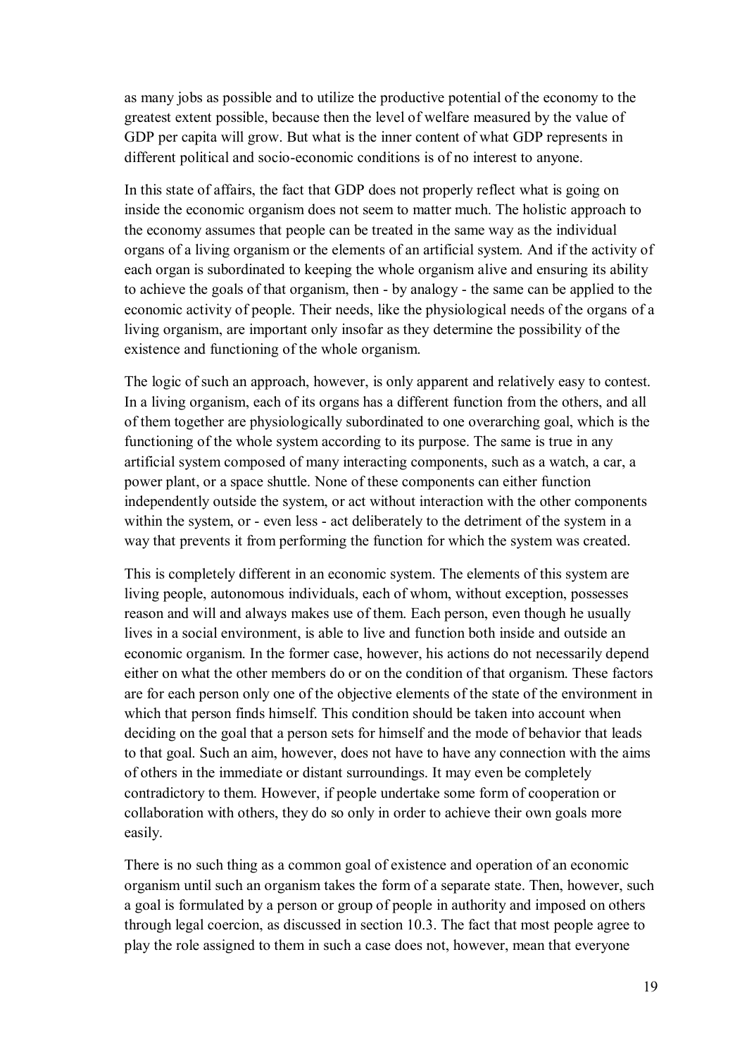as many jobs as possible and to utilize the productive potential of the economy to the greatest extent possible, because then the level of welfare measured by the value of GDP per capita will grow. But what is the inner content of what GDP represents in different political and socio-economic conditions is of no interest to anyone.

In this state of affairs, the fact that GDP does not properly reflect what is going on inside the economic organism does not seem to matter much. The holistic approach to the economy assumes that people can be treated in the same way as the individual organs of a living organism or the elements of an artificial system. And if the activity of each organ is subordinated to keeping the whole organism alive and ensuring its ability to achieve the goals of that organism, then - by analogy - the same can be applied to the economic activity of people. Their needs, like the physiological needs of the organs of a living organism, are important only insofar as they determine the possibility of the existence and functioning of the whole organism.

The logic of such an approach, however, is only apparent and relatively easy to contest. In a living organism, each of its organs has a different function from the others, and all of them together are physiologically subordinated to one overarching goal, which is the functioning of the whole system according to its purpose. The same is true in any artificial system composed of many interacting components, such as a watch, a car, a power plant, or a space shuttle. None of these components can either function independently outside the system, or act without interaction with the other components within the system, or - even less - act deliberately to the detriment of the system in a way that prevents it from performing the function for which the system was created.

This is completely different in an economic system. The elements of this system are living people, autonomous individuals, each of whom, without exception, possesses reason and will and always makes use of them. Each person, even though he usually lives in a social environment, is able to live and function both inside and outside an economic organism. In the former case, however, his actions do not necessarily depend either on what the other members do or on the condition of that organism. These factors are for each person only one of the objective elements of the state of the environment in which that person finds himself. This condition should be taken into account when deciding on the goal that a person sets for himself and the mode of behavior that leads to that goal. Such an aim, however, does not have to have any connection with the aims of others in the immediate or distant surroundings. It may even be completely contradictory to them. However, if people undertake some form of cooperation or collaboration with others, they do so only in order to achieve their own goals more easily.

There is no such thing as a common goal of existence and operation of an economic organism until such an organism takes the form of a separate state. Then, however, such a goal is formulated by a person or group of people in authority and imposed on others through legal coercion, as discussed in section 10.3. The fact that most people agree to play the role assigned to them in such a case does not, however, mean that everyone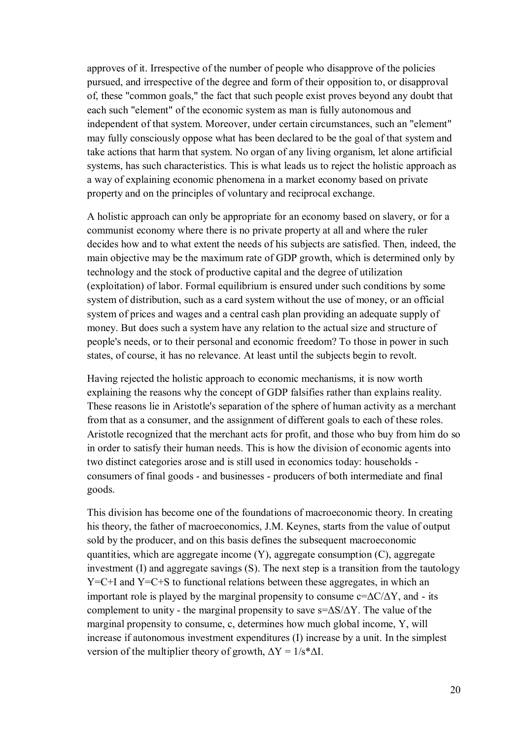approves of it. Irrespective of the number of people who disapprove of the policies pursued, and irrespective of the degree and form of their opposition to, or disapproval of, these "common goals," the fact that such people exist proves beyond any doubt that each such "element" of the economic system as man is fully autonomous and independent of that system. Moreover, under certain circumstances, such an "element" may fully consciously oppose what has been declared to be the goal of that system and take actions that harm that system. No organ of any living organism, let alone artificial systems, has such characteristics. This is what leads us to reject the holistic approach as a way of explaining economic phenomena in a market economy based on private property and on the principles of voluntary and reciprocal exchange.

A holistic approach can only be appropriate for an economy based on slavery, or for a communist economy where there is no private property at all and where the ruler decides how and to what extent the needs of his subjects are satisfied. Then, indeed, the main objective may be the maximum rate of GDP growth, which is determined only by technology and the stock of productive capital and the degree of utilization (exploitation) of labor. Formal equilibrium is ensured under such conditions by some system of distribution, such as a card system without the use of money, or an official system of prices and wages and a central cash plan providing an adequate supply of money. But does such a system have any relation to the actual size and structure of people's needs, or to their personal and economic freedom? To those in power in such states, of course, it has no relevance. At least until the subjects begin to revolt.

Having rejected the holistic approach to economic mechanisms, it is now worth explaining the reasons why the concept of GDP falsifies rather than explains reality. These reasons lie in Aristotle's separation of the sphere of human activity as a merchant from that as a consumer, and the assignment of different goals to each of these roles. Aristotle recognized that the merchant acts for profit, and those who buy from him do so in order to satisfy their human needs. This is how the division of economic agents into two distinct categories arose and is still used in economics today: households - consumers of final goods - and businesses - producers of both intermediate and final goods.

This division has become one of the foundations of macroeconomic theory. In creating his theory, the father of macroeconomics, J.M. Keynes, starts from the value of output sold by the producer, and on this basis defines the subsequent macroeconomic quantities, which are aggregate income (Y), aggregate consumption (C), aggregate investment (I) and aggregate savings (S). The next step is a transition from the tautology $Y=C+I$ and $Y=C+S$ to functional relations between these aggregates, in which an important role is played by the marginal propensity to consume $c=\Delta C/\Delta Y$, and - its complement to unity - the marginal propensity to save $s=\Delta S/\Delta Y$. The value of the marginal propensity to consume, c, determines how much global income, Y, will increase if autonomous investment expenditures (I) increase by a unit. In the simplest version of the multiplier theory of growth, $\Delta Y = 1/s*\Delta I$.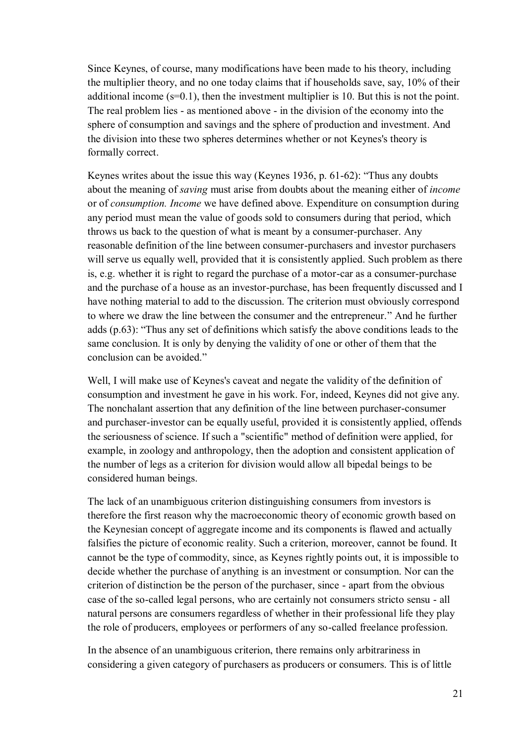Since Keynes, of course, many modifications have been made to his theory, including the multiplier theory, and no one today claims that if households save, say, 10% of their additional income ($s=0.1$), then the investment multiplier is 10. But this is not the point. The real problem lies - as mentioned above - in the division of the economy into the sphere of consumption and savings and the sphere of production and investment. And the division into these two spheres determines whether or not Keynes's theory is formally correct.

Keynes writes about the issue this way (Keynes 1936, p. 61-62): "Thus any doubts about the meaning of *saving* must arise from doubts about the meaning either of *income* or of *consumption. Income* we have defined above. Expenditure on consumption during any period must mean the value of goods sold to consumers during that period, which throws us back to the question of what is meant by a consumer-purchaser. Any reasonable definition of the line between consumer-purchasers and investor purchasers will serve us equally well, provided that it is consistently applied. Such problem as there is, e.g. whether it is right to regard the purchase of a motor-car as a consumer-purchase and the purchase of a house as an investor-purchase, has been frequently discussed and I have nothing material to add to the discussion. The criterion must obviously correspond to where we draw the line between the consumer and the entrepreneur." And he further adds (p.63): "Thus any set of definitions which satisfy the above conditions leads to the same conclusion. It is only by denying the validity of one or other of them that the conclusion can be avoided."

Well, I will make use of Keynes's caveat and negate the validity of the definition of consumption and investment he gave in his work. For, indeed, Keynes did not give any. The nonchalant assertion that any definition of the line between purchaser-consumer and purchaser-investor can be equally useful, provided it is consistently applied, offends the seriousness of science. If such a "scientific" method of definition were applied, for example, in zoology and anthropology, then the adoption and consistent application of the number of legs as a criterion for division would allow all bipedal beings to be considered human beings.

The lack of an unambiguous criterion distinguishing consumers from investors is therefore the first reason why the macroeconomic theory of economic growth based on the Keynesian concept of aggregate income and its components is flawed and actually falsifies the picture of economic reality. Such a criterion, moreover, cannot be found. It cannot be the type of commodity, since, as Keynes rightly points out, it is impossible to decide whether the purchase of anything is an investment or consumption. Nor can the criterion of distinction be the person of the purchaser, since - apart from the obvious case of the so-called legal persons, who are certainly not consumers stricto sensu - all natural persons are consumers regardless of whether in their professional life they play the role of producers, employees or performers of any so-called freelance profession.

In the absence of an unambiguous criterion, there remains only arbitrariness in considering a given category of purchasers as producers or consumers. This is of little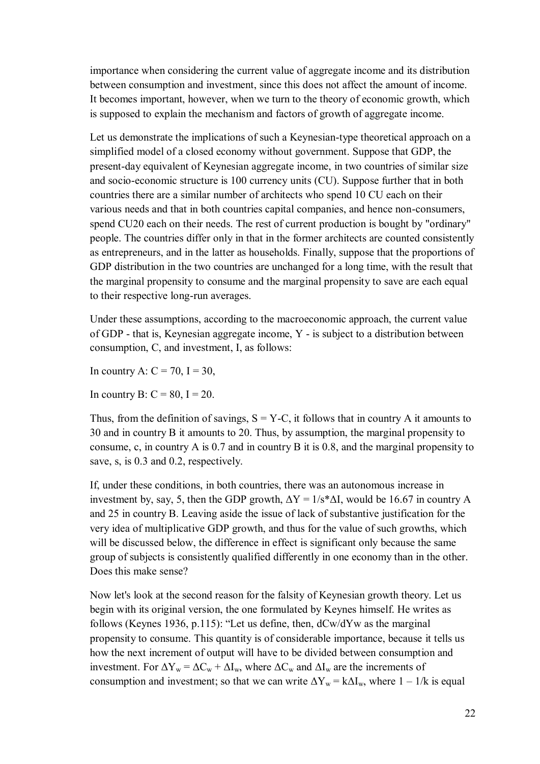importance when considering the current value of aggregate income and its distribution between consumption and investment, since this does not affect the amount of income. It becomes important, however, when we turn to the theory of economic growth, which is supposed to explain the mechanism and factors of growth of aggregate income.

Let us demonstrate the implications of such a Keynesian-type theoretical approach on a simplified model of a closed economy without government. Suppose that GDP, the present-day equivalent of Keynesian aggregate income, in two countries of similar size and socio-economic structure is 100 currency units (CU). Suppose further that in both countries there are a similar number of architects who spend 10 CU each on their various needs and that in both countries capital companies, and hence non-consumers, spend CU20 each on their needs. The rest of current production is bought by "ordinary" people. The countries differ only in that in the former architects are counted consistently as entrepreneurs, and in the latter as households. Finally, suppose that the proportions of GDP distribution in the two countries are unchanged for a long time, with the result that the marginal propensity to consume and the marginal propensity to save are each equal to their respective long-run averages.

Under these assumptions, according to the macroeconomic approach, the current value of GDP - that is, Keynesian aggregate income, Y - is subject to a distribution between consumption, C, and investment, I, as follows:

In country A: $C = 70$, $I = 30$,

In country B: $C = 80$, $I = 20$.

Thus, from the definition of savings, $S = Y\text{-}C$, it follows that in country A it amounts to 30 and in country B it amounts to 20. Thus, by assumption, the marginal propensity to consume, c, in country A is 0.7 and in country B it is 0.8, and the marginal propensity to save, s, is 0.3 and 0.2, respectively.

If, under these conditions, in both countries, there was an autonomous increase in investment by, say, 5, then the GDP growth, $\Delta Y = 1/s*\Delta I$, would be 16.67 in country A and 25 in country B. Leaving aside the issue of lack of substantive justification for the very idea of multiplicative GDP growth, and thus for the value of such growths, which will be discussed below, the difference in effect is significant only because the same group of subjects is consistently qualified differently in one economy than in the other. Does this make sense?

Now let's look at the second reason for the falsity of Keynesian growth theory. Let us begin with its original version, the one formulated by Keynes himself. He writes as follows (Keynes 1936, p.115): "Let us define, then, $dC_w/dY_w$ as the marginal propensity to consume. This quantity is of considerable importance, because it tells us how the next increment of output will have to be divided between consumption and investment. For $\Delta Y_w = \Delta C_w + \Delta I_w$, where $\Delta C_w$ and $\Delta I_w$ are the increments of consumption and investment; so that we can write $\Delta Y_w = k\Delta I_w$, where $1 - 1/k$ is equal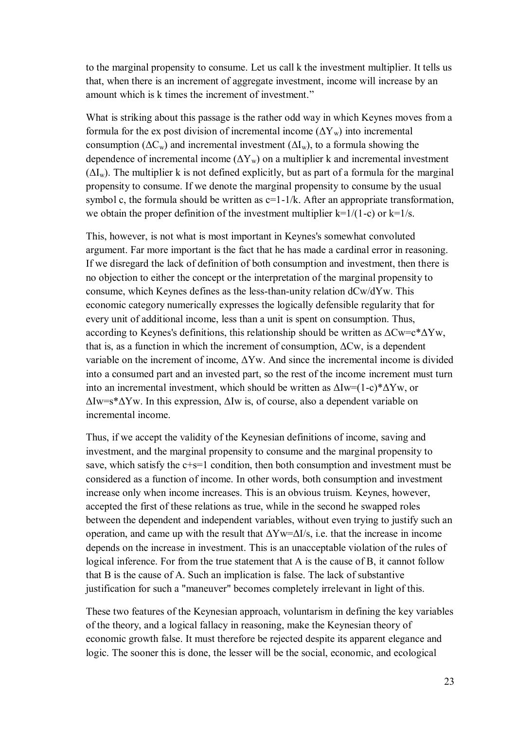to the marginal propensity to consume. Let us call k the investment multiplier. It tells us that, when there is an increment of aggregate investment, income will increase by an amount which is k times the increment of investment."

What is striking about this passage is the rather odd way in which Keynes moves from a formula for the ex post division of incremental income ($\Delta Y_w$) into incremental consumption ($\Delta C_w$) and incremental investment ($\Delta I_w$), to a formula showing the dependence of incremental income ($\Delta Y_w$) on a multiplier k and incremental investment ($\Delta I_w$). The multiplier k is not defined explicitly, but as part of a formula for the marginal propensity to consume. If we denote the marginal propensity to consume by the usual symbol c, the formula should be written as $c=1-1/k$. After an appropriate transformation, we obtain the proper definition of the investment multiplier $k=1/(1-c)$ or $k=1/s$.

This, however, is not what is most important in Keynes's somewhat convoluted argument. Far more important is the fact that he has made a cardinal error in reasoning. If we disregard the lack of definition of both consumption and investment, then there is no objection to either the concept or the interpretation of the marginal propensity to consume, which Keynes defines as the less-than-unity relation $dCw/dYw$. This economic category numerically expresses the logically defensible regularity that for every unit of additional income, less than a unit is spent on consumption. Thus, according to Keynes's definitions, this relationship should be written as $\Delta Cw=c*\Delta Yw$, that is, as a function in which the increment of consumption, $\Delta Cw$, is a dependent variable on the increment of income, $\Delta Yw$. And since the incremental income is divided into a consumed part and an invested part, so the rest of the income increment must turn into an incremental investment, which should be written as $\Delta Iw=(1-c)*\Delta Yw$, or $\Delta Iw=s*\Delta Yw$. In this expression, $\Delta Iw$ is, of course, also a dependent variable on incremental income.

Thus, if we accept the validity of the Keynesian definitions of income, saving and investment, and the marginal propensity to consume and the marginal propensity to save, which satisfy the $c+s=1$ condition, then both consumption and investment must be considered as a function of income. In other words, both consumption and investment increase only when income increases. This is an obvious truism. Keynes, however, accepted the first of these relations as true, while in the second he swapped roles between the dependent and independent variables, without even trying to justify such an operation, and came up with the result that $\Delta Yw=\Delta I/s$, i.e. that the increase in income depends on the increase in investment. This is an unacceptable violation of the rules of logical inference. For from the true statement that A is the cause of B, it cannot follow that B is the cause of A. Such an implication is false. The lack of substantive justification for such a "maneuver" becomes completely irrelevant in light of this.

These two features of the Keynesian approach, voluntarism in defining the key variables of the theory, and a logical fallacy in reasoning, make the Keynesian theory of economic growth false. It must therefore be rejected despite its apparent elegance and logic. The sooner this is done, the lesser will be the social, economic, and ecological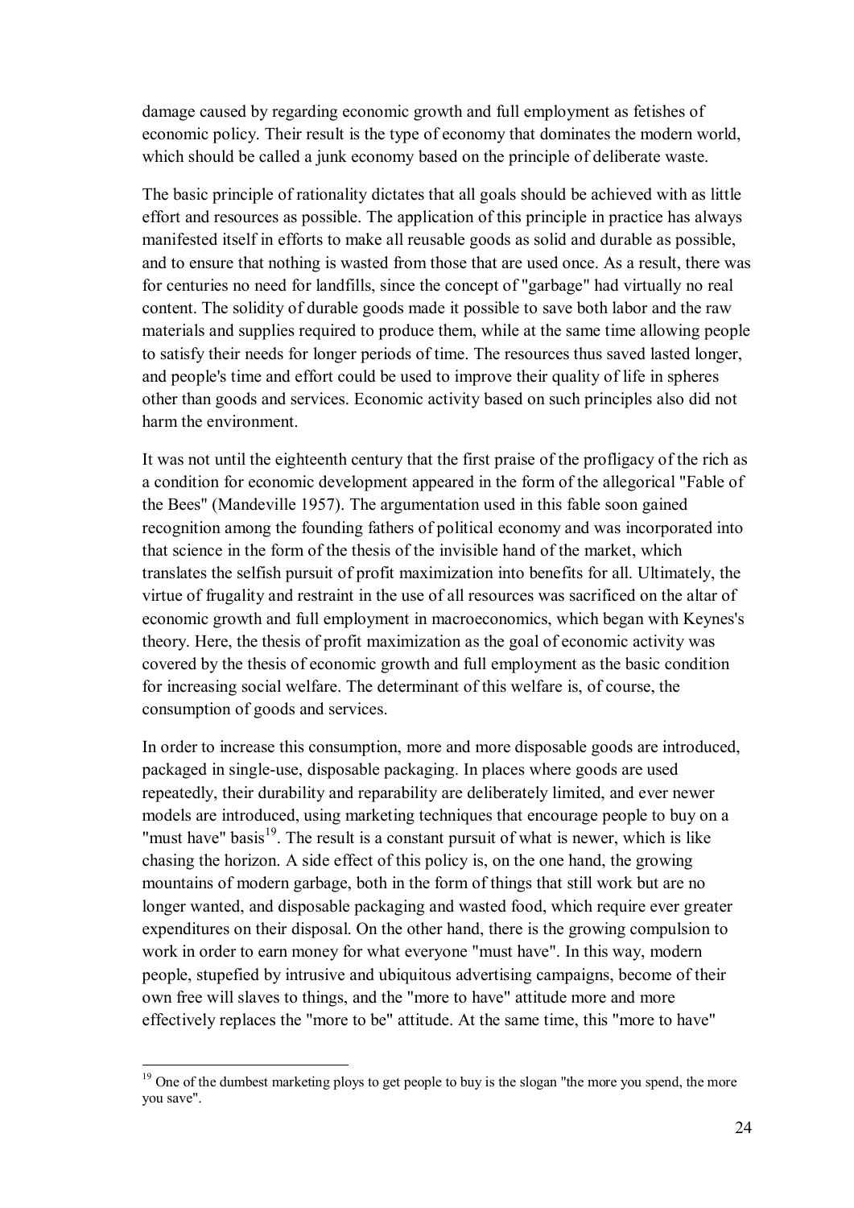damage caused by regarding economic growth and full employment as fetishes of economic policy. Their result is the type of economy that dominates the modern world, which should be called a junk economy based on the principle of deliberate waste.

The basic principle of rationality dictates that all goals should be achieved with as little effort and resources as possible. The application of this principle in practice has always manifested itself in efforts to make all reusable goods as solid and durable as possible, and to ensure that nothing is wasted from those that are used once. As a result, there was for centuries no need for landfills, since the concept of "garbage" had virtually no real content. The solidity of durable goods made it possible to save both labor and the raw materials and supplies required to produce them, while at the same time allowing people to satisfy their needs for longer periods of time. The resources thus saved lasted longer, and people's time and effort could be used to improve their quality of life in spheres other than goods and services. Economic activity based on such principles also did not harm the environment.

It was not until the eighteenth century that the first praise of the profligacy of the rich as a condition for economic development appeared in the form of the allegorical "Fable of the Bees" (Mandeville 1957). The argumentation used in this fable soon gained recognition among the founding fathers of political economy and was incorporated into that science in the form of the thesis of the invisible hand of the market, which translates the selfish pursuit of profit maximization into benefits for all. Ultimately, the virtue of frugality and restraint in the use of all resources was sacrificed on the altar of economic growth and full employment in macroeconomics, which began with Keynes's theory. Here, the thesis of profit maximization as the goal of economic activity was covered by the thesis of economic growth and full employment as the basic condition for increasing social welfare. The determinant of this welfare is, of course, the consumption of goods and services.

In order to increase this consumption, more and more disposable goods are introduced, packaged in single-use, disposable packaging. In places where goods are used repeatedly, their durability and reparability are deliberately limited, and ever newer models are introduced, using marketing techniques that encourage people to buy on a "must have" basis[19]. The result is a constant pursuit of what is newer, which is like chasing the horizon. A side effect of this policy is, on the one hand, the growing mountains of modern garbage, both in the form of things that still work but are no longer wanted, and disposable packaging and wasted food, which require ever greater expenditures on their disposal. On the other hand, there is the growing compulsion to work in order to earn money for what everyone "must have". In this way, modern people, stupefied by intrusive and ubiquitous advertising campaigns, become of their own free will slaves to things, and the "more to have" attitude more and more effectively replaces the "more to be" attitude. At the same time, this "more to have"

[19] One of the dumbest marketing ploys to get people to buy is the slogan "the more you spend, the more you save".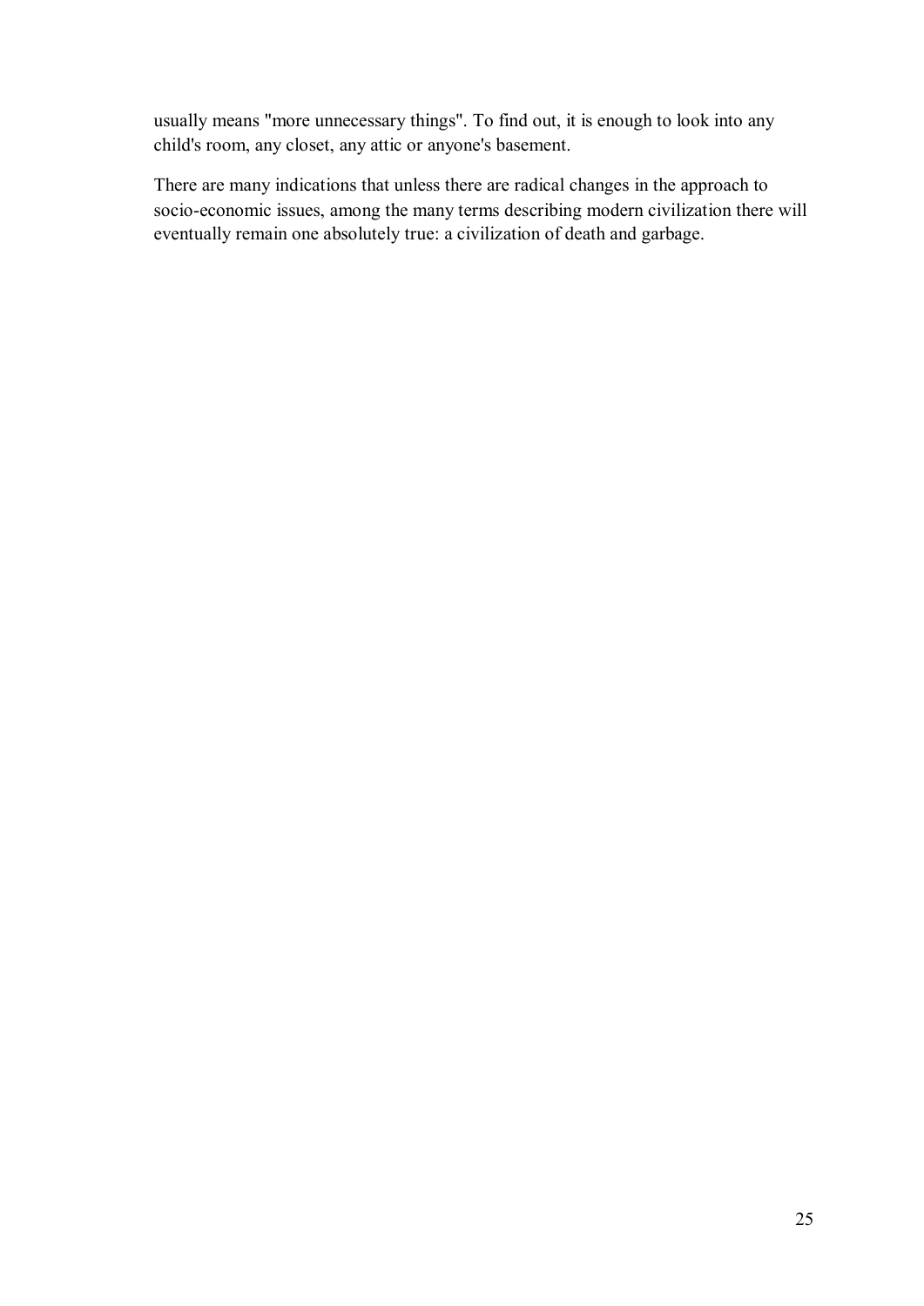usually means "more unnecessary things". To find out, it is enough to look into any child's room, any closet, any attic or anyone's basement.

There are many indications that unless there are radical changes in the approach to socio-economic issues, among the many terms describing modern civilization there will eventually remain one absolutely true: a civilization of death and garbage.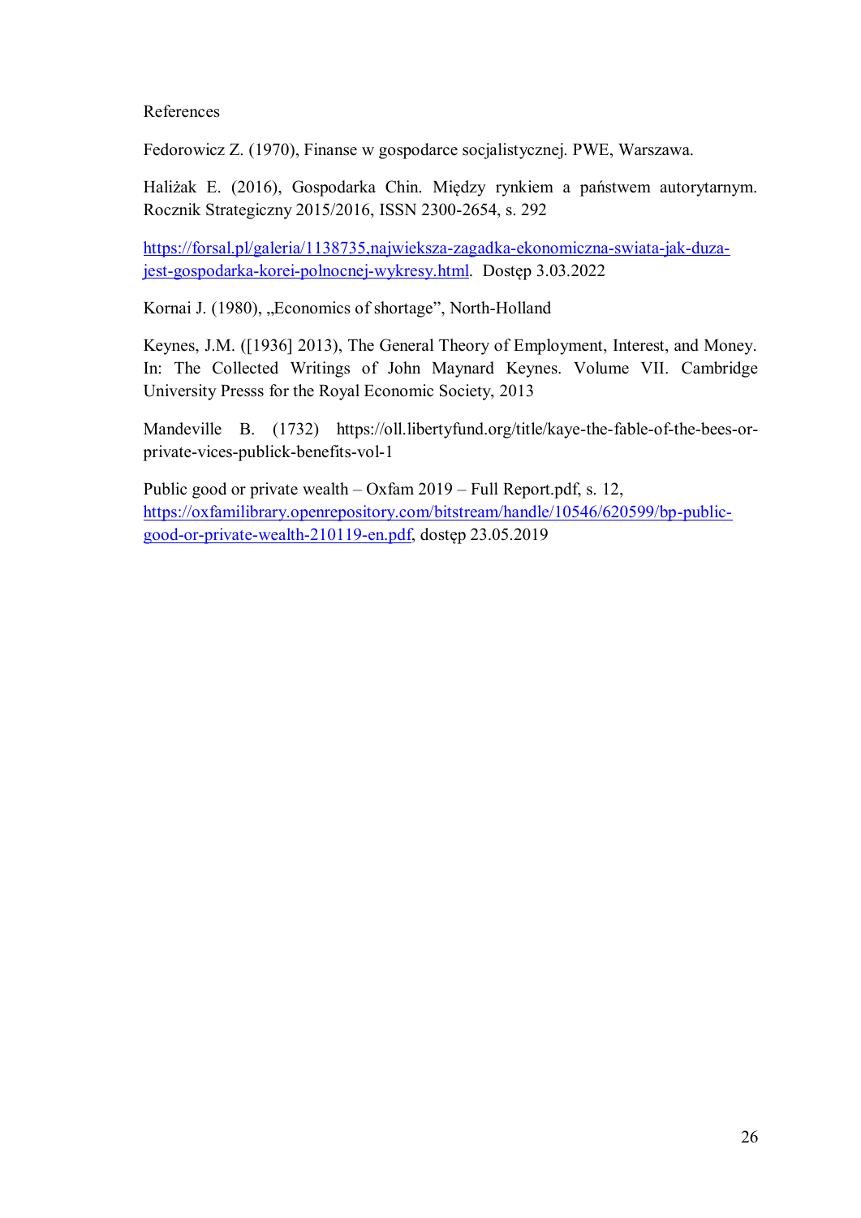References

Fedorowicz Z. (1970), Finanse w gospodarce socjalistycznej. PWE, Warszawa.

Haliżak E. (2016), Gospodarka Chin. Między rynkiem a państwem autorytarnym. Rocznik Strategiczny 2015/2016, ISSN 2300-2654, s. 292

https://forsal.pl/galeria/1138735,najwieksza-zagadka-ekonomiczna-swiata-jak-duza-jest-gospodarka-korei-polnocnej-wykresy.html. Dostęp 3.03.2022

Kornai J. (1980), „Economics of shortage", North-Holland

Keynes, J.M. ([1936] 2013), The General Theory of Employment, Interest, and Money. In: The Collected Writings of John Maynard Keynes. Volume VII. Cambridge University Presss for the Royal Economic Society, 2013

Mandeville B. (1732) https://oll.libertyfund.org/title/kaye-the-fable-of-the-bees-or-private-vices-publick-benefits-vol-1

Public good or private wealth – Oxfam 2019 – Full Report.pdf, s. 12, https://oxfamilibrary.openrepository.com/bitstream/handle/10546/620599/bp-public-good-or-private-wealth-210119-en.pdf, dostęp 23.05.2019